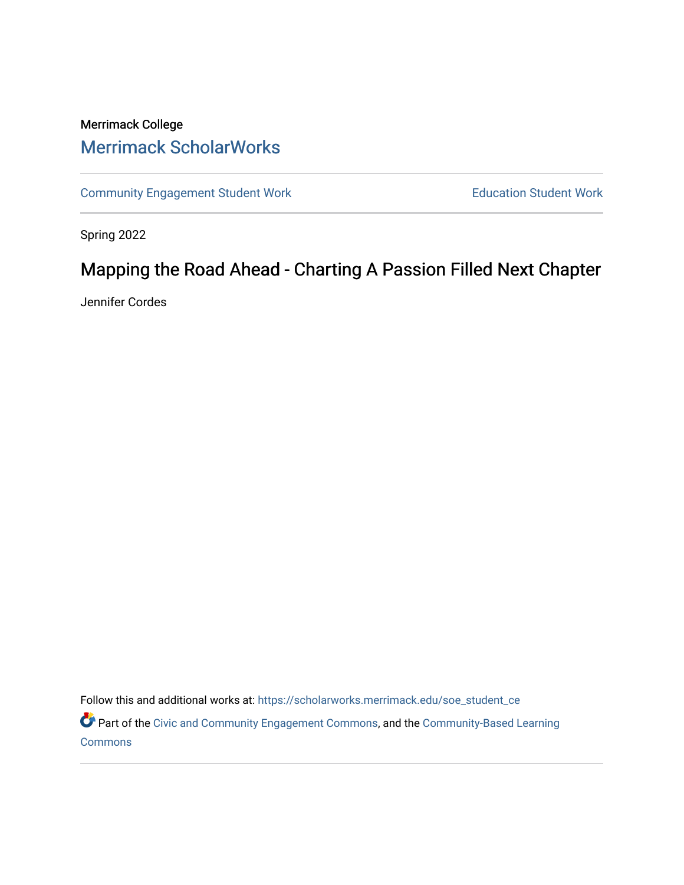Merrimack College

Merrimack ScholarWorks

Community Engagement Student Work | Education Student Work

Spring 2022

# Mapping the Road Ahead - Charting A Passion Filled Next Chapter

Jennifer Cordes

Follow this and additional works at: https://scholarworks.merrimack.edu/soe_student_ce

Part of the Civic and Community Engagement Commons, and the Community-Based Learning Commons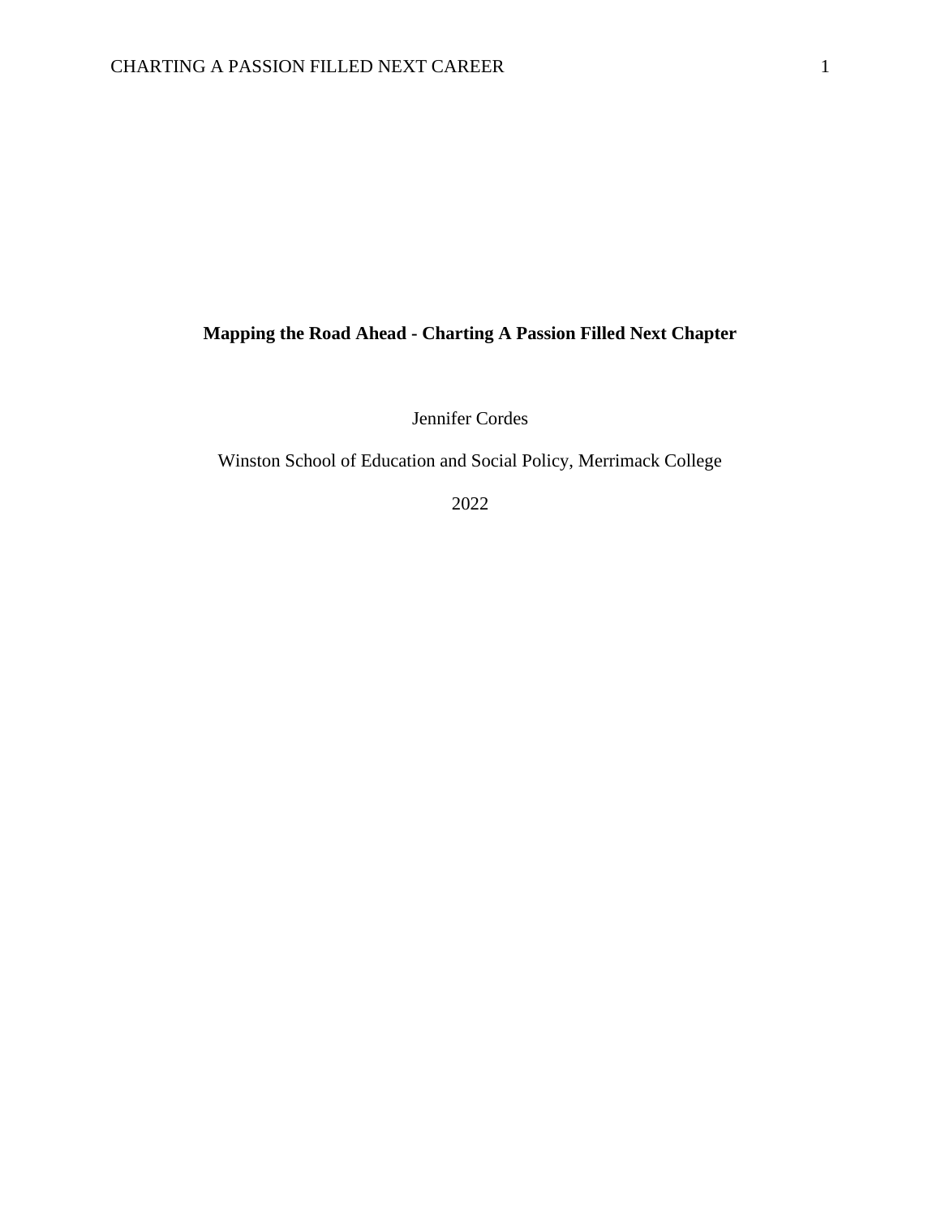**Mapping the Road Ahead - Charting A Passion Filled Next Chapter**

Jennifer Cordes

Winston School of Education and Social Policy, Merrimack College

2022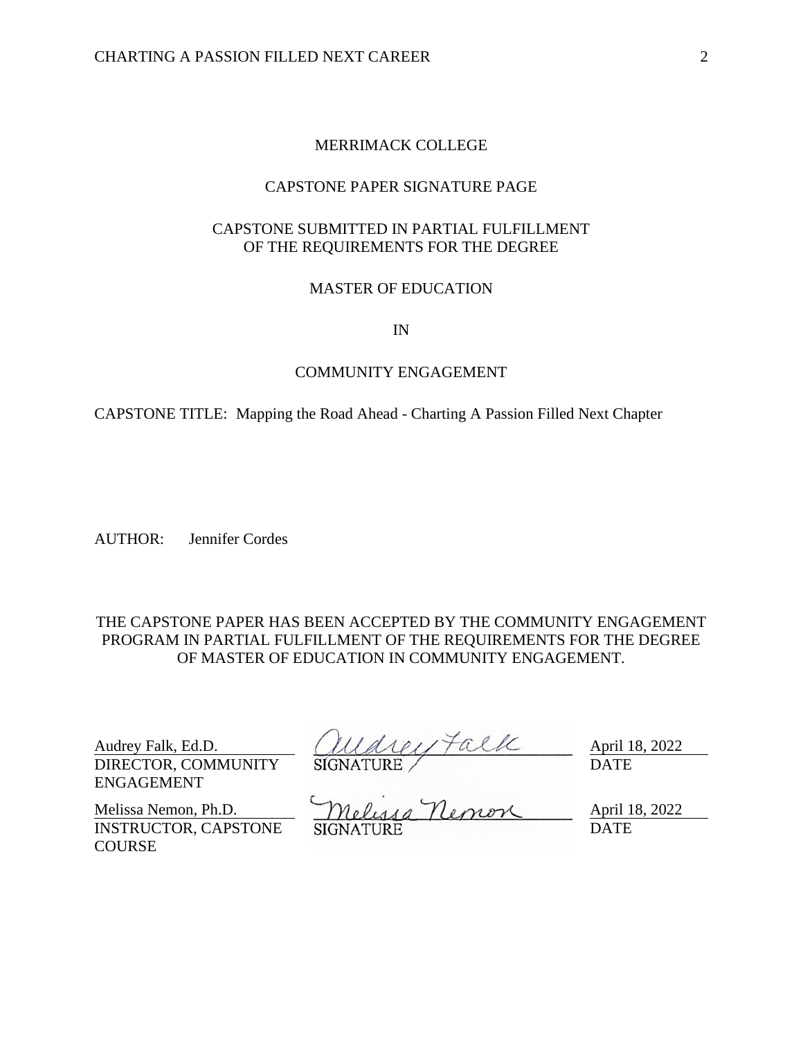MERRIMACK COLLEGE

CAPSTONE PAPER SIGNATURE PAGE

CAPSTONE SUBMITTED IN PARTIAL FULFILLMENT
OF THE REQUIREMENTS FOR THE DEGREE

MASTER OF EDUCATION

IN

COMMUNITY ENGAGEMENT

CAPSTONE TITLE: Mapping the Road Ahead - Charting A Passion Filled Next Chapter

AUTHOR: Jennifer Cordes

THE CAPSTONE PAPER HAS BEEN ACCEPTED BY THE COMMUNITY ENGAGEMENT PROGRAM IN PARTIAL FULFILLMENT OF THE REQUIREMENTS FOR THE DEGREE OF MASTER OF EDUCATION IN COMMUNITY ENGAGEMENT.

| | | |
|---|---|---|
| Audrey Falk, Ed.D.<br>DIRECTOR, COMMUNITY ENGAGEMENT | Audrey Falk<br>SIGNATURE | April 18, 2022<br>DATE |
| Melissa Nemon, Ph.D.<br>INSTRUCTOR, CAPSTONE COURSE | Melissa Nemon<br>SIGNATURE | April 18, 2022<br>DATE |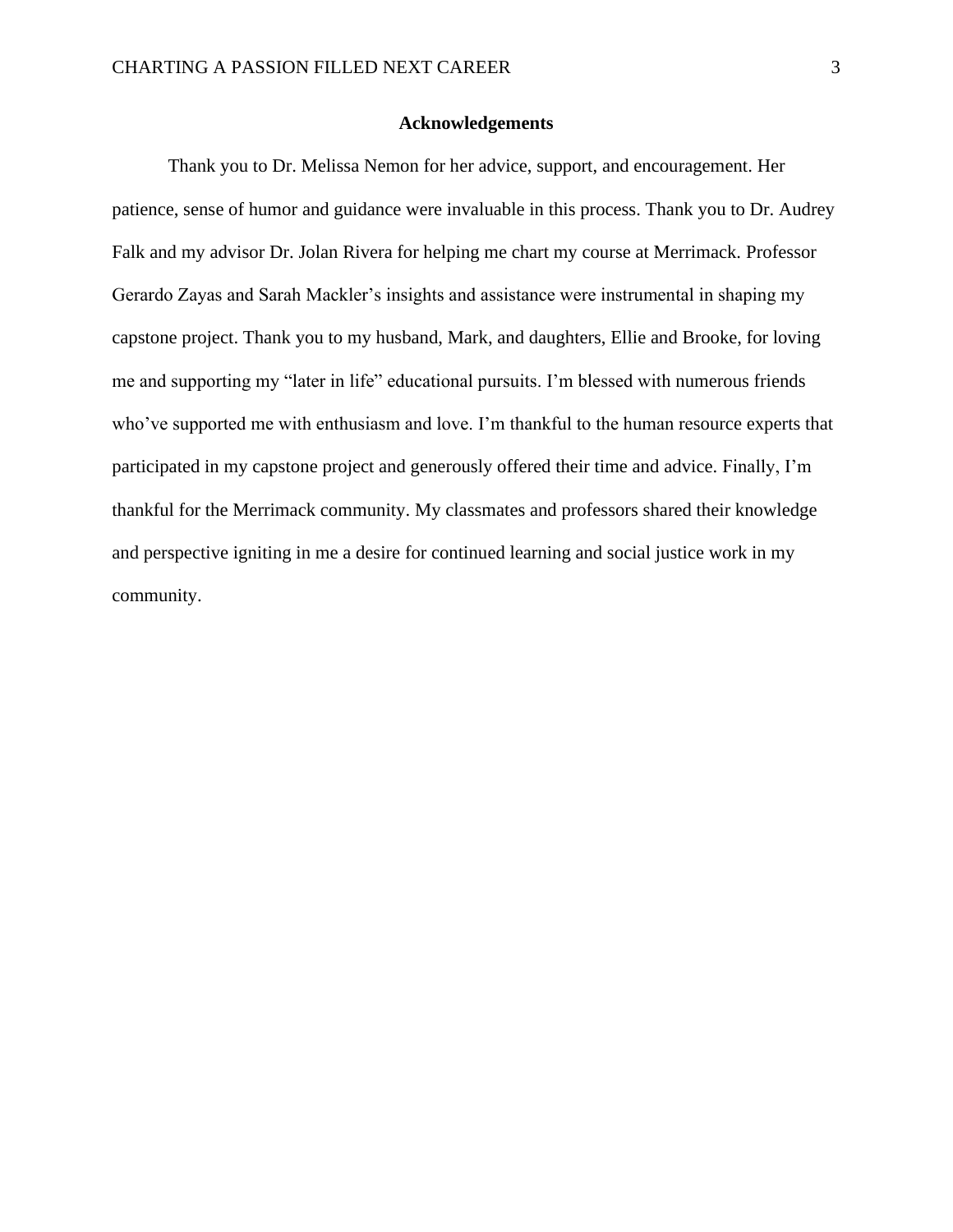## Acknowledgements

Thank you to Dr. Melissa Nemon for her advice, support, and encouragement. Her patience, sense of humor and guidance were invaluable in this process. Thank you to Dr. Audrey Falk and my advisor Dr. Jolan Rivera for helping me chart my course at Merrimack. Professor Gerardo Zayas and Sarah Mackler's insights and assistance were instrumental in shaping my capstone project. Thank you to my husband, Mark, and daughters, Ellie and Brooke, for loving me and supporting my "later in life" educational pursuits. I'm blessed with numerous friends who've supported me with enthusiasm and love. I'm thankful to the human resource experts that participated in my capstone project and generously offered their time and advice. Finally, I'm thankful for the Merrimack community. My classmates and professors shared their knowledge and perspective igniting in me a desire for continued learning and social justice work in my community.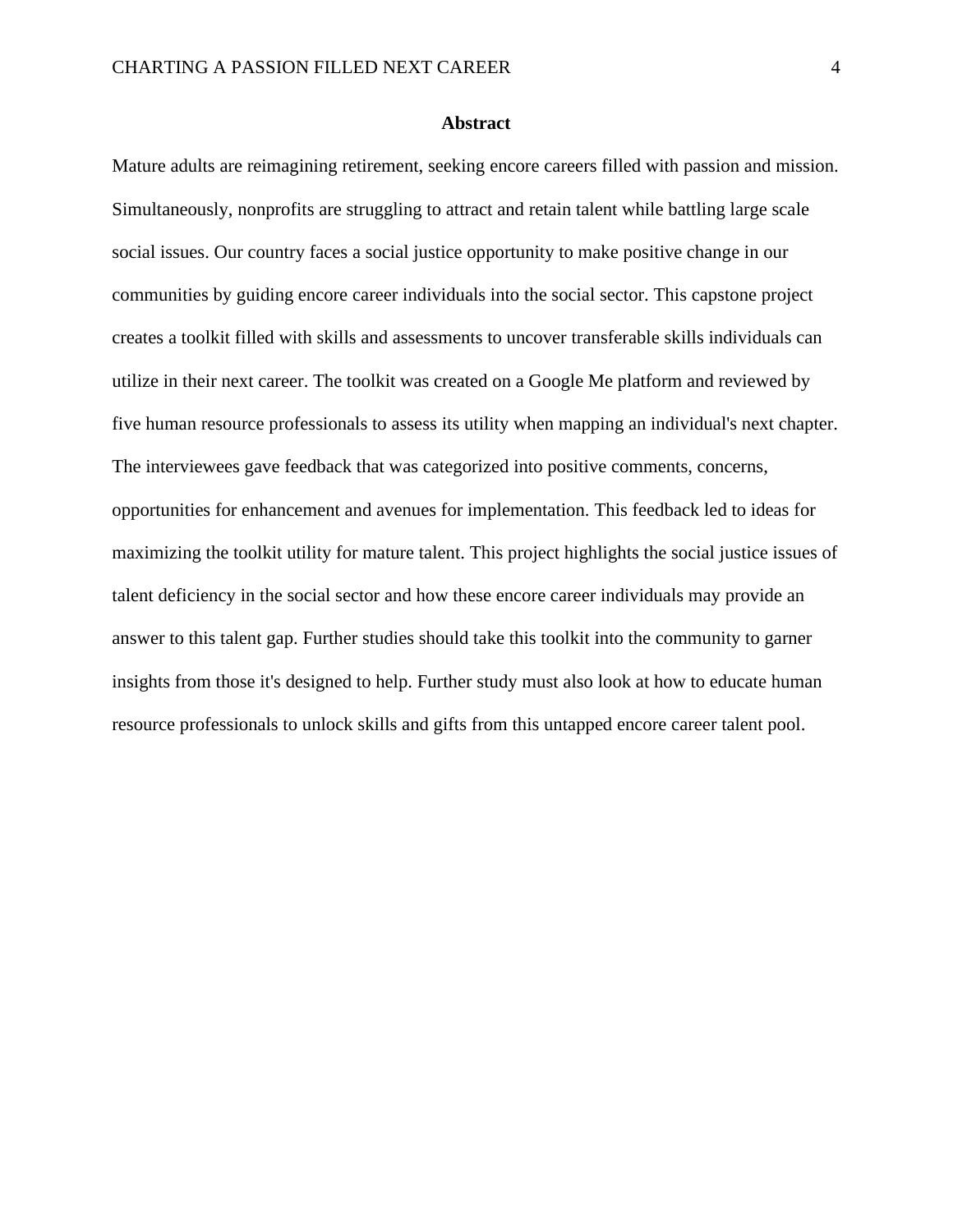## Abstract

Mature adults are reimagining retirement, seeking encore careers filled with passion and mission. Simultaneously, nonprofits are struggling to attract and retain talent while battling large scale social issues. Our country faces a social justice opportunity to make positive change in our communities by guiding encore career individuals into the social sector. This capstone project creates a toolkit filled with skills and assessments to uncover transferable skills individuals can utilize in their next career. The toolkit was created on a Google Me platform and reviewed by five human resource professionals to assess its utility when mapping an individual's next chapter. The interviewees gave feedback that was categorized into positive comments, concerns, opportunities for enhancement and avenues for implementation. This feedback led to ideas for maximizing the toolkit utility for mature talent. This project highlights the social justice issues of talent deficiency in the social sector and how these encore career individuals may provide an answer to this talent gap. Further studies should take this toolkit into the community to garner insights from those it's designed to help. Further study must also look at how to educate human resource professionals to unlock skills and gifts from this untapped encore career talent pool.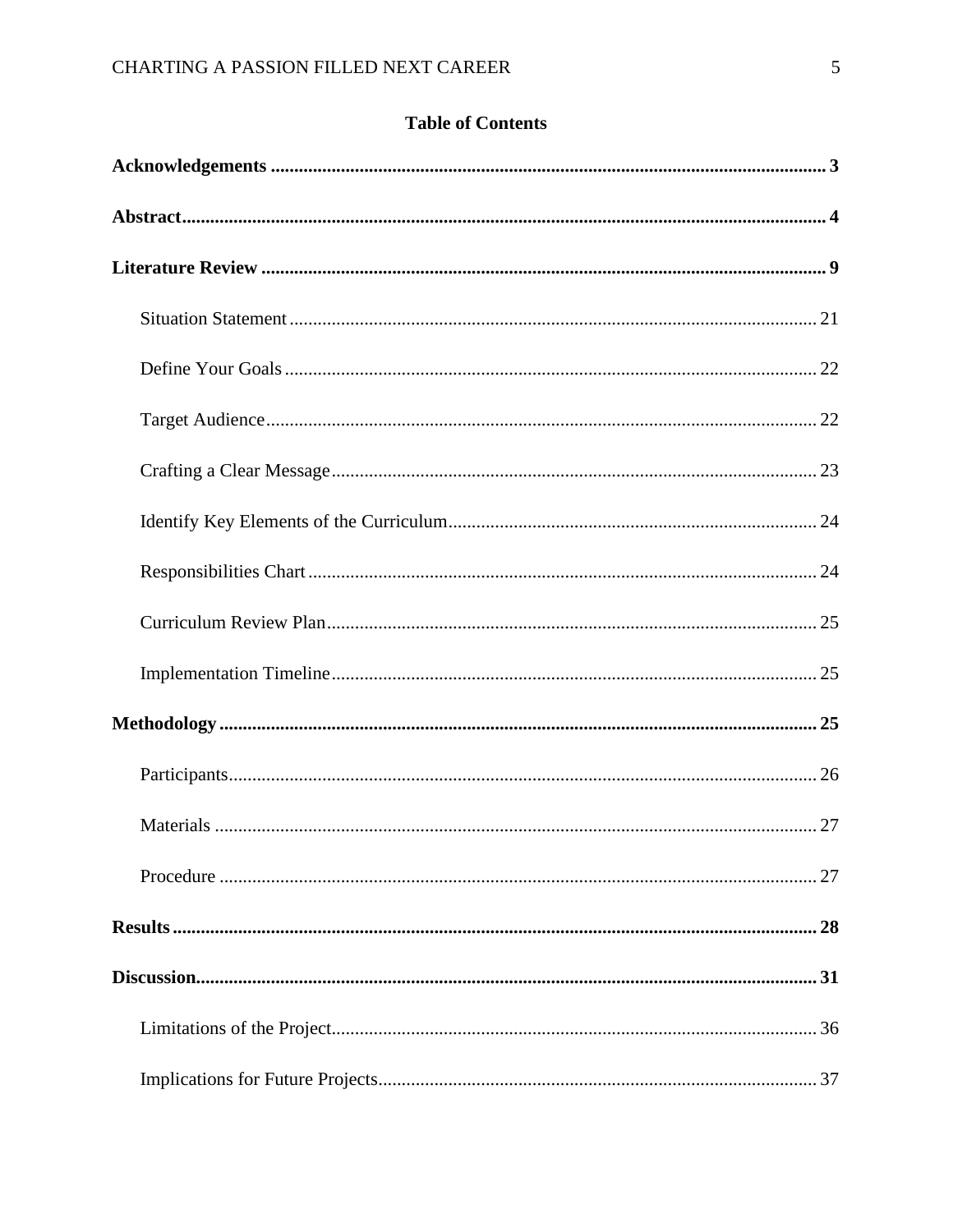## Table of Contents

**Acknowledgements** ........................................................................................................ 3

**Abstract**........................................................................................................................ 4

**Literature Review** .......................................................................................................... 9

- Situation Statement ................................................................................................ 21
- Define Your Goals ................................................................................................. 22
- Target Audience ..................................................................................................... 22
- Crafting a Clear Message ....................................................................................... 23
- Identify Key Elements of the Curriculum .............................................................. 24
- Responsibilities Chart ............................................................................................ 24
- Curriculum Review Plan ........................................................................................ 25
- Implementation Timeline ....................................................................................... 25

**Methodology** ................................................................................................................ 25

- Participants ............................................................................................................. 26
- Materials ................................................................................................................ 27
- Procedure .............................................................................................................. 27

**Results** ......................................................................................................................... 28

**Discussion** .................................................................................................................... 31

- Limitations of the Project ....................................................................................... 36
- Implications for Future Projects ............................................................................. 37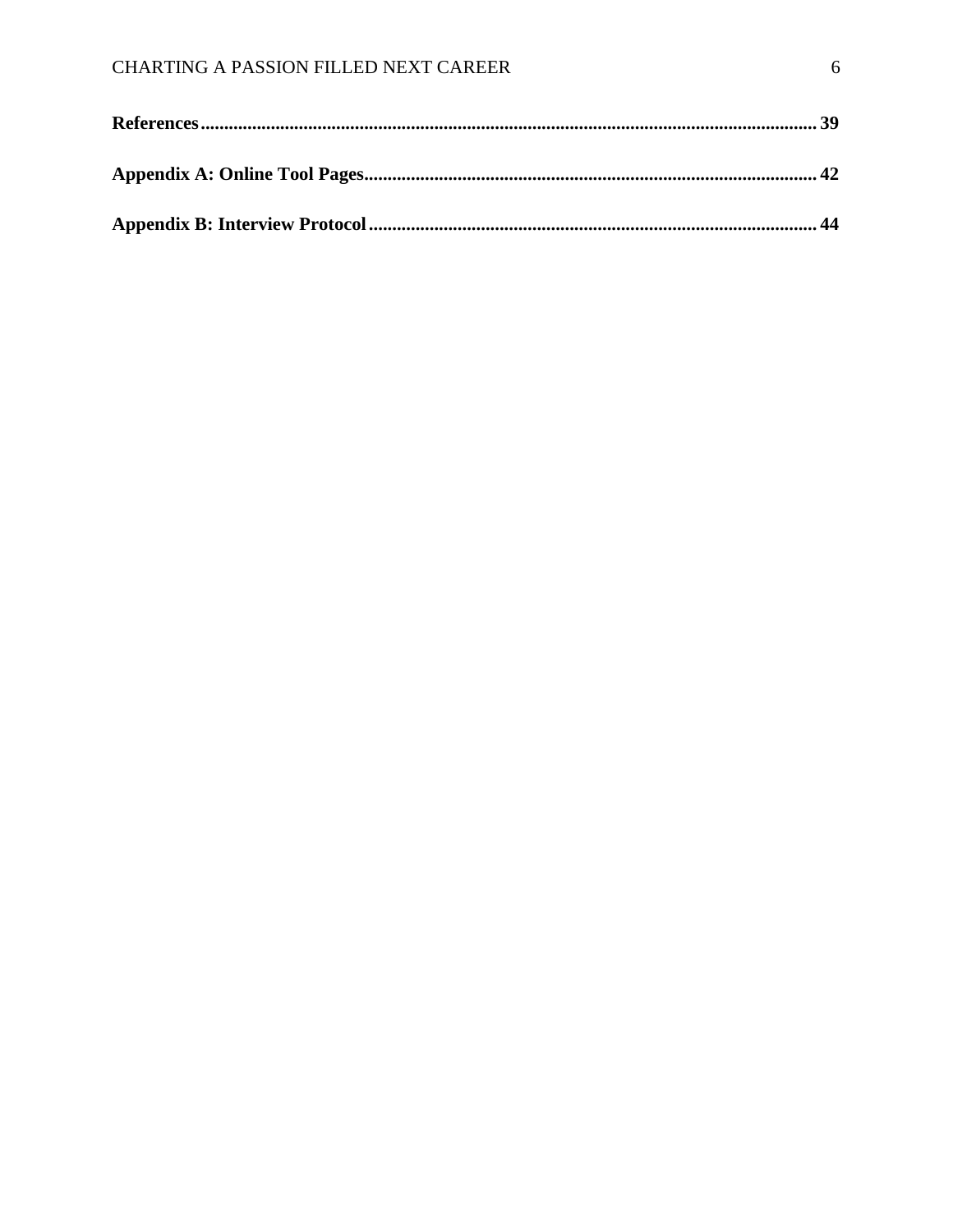**References** ........................................................................................................................ 39

**Appendix A: Online Tool Pages** ................................................................................. 42

**Appendix B: Interview Protocol** ................................................................................. 44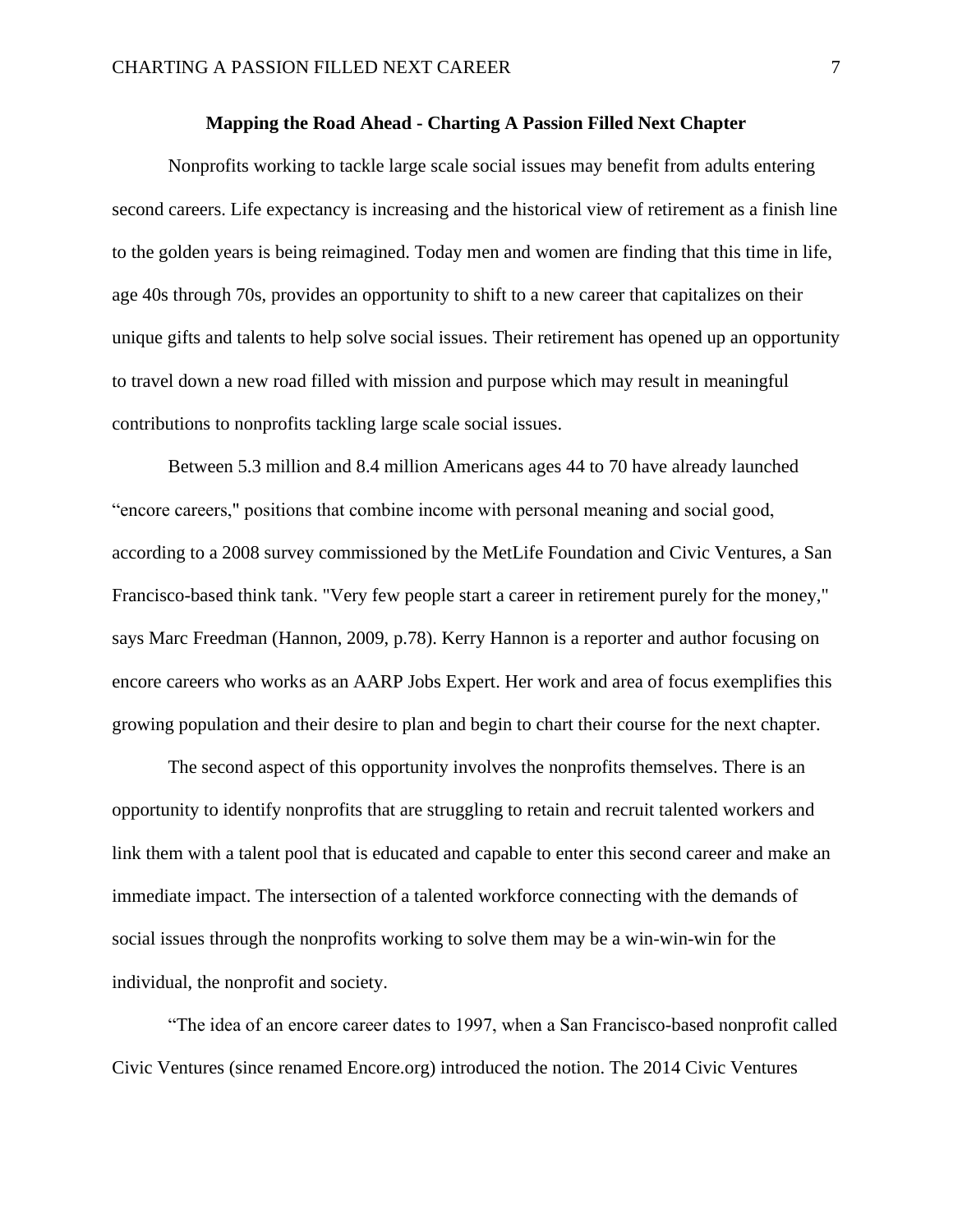**Mapping the Road Ahead - Charting A Passion Filled Next Chapter**

Nonprofits working to tackle large scale social issues may benefit from adults entering second careers. Life expectancy is increasing and the historical view of retirement as a finish line to the golden years is being reimagined. Today men and women are finding that this time in life, age 40s through 70s, provides an opportunity to shift to a new career that capitalizes on their unique gifts and talents to help solve social issues. Their retirement has opened up an opportunity to travel down a new road filled with mission and purpose which may result in meaningful contributions to nonprofits tackling large scale social issues.

Between 5.3 million and 8.4 million Americans ages 44 to 70 have already launched “encore careers," positions that combine income with personal meaning and social good, according to a 2008 survey commissioned by the MetLife Foundation and Civic Ventures, a San Francisco-based think tank. "Very few people start a career in retirement purely for the money," says Marc Freedman (Hannon, 2009, p.78). Kerry Hannon is a reporter and author focusing on encore careers who works as an AARP Jobs Expert. Her work and area of focus exemplifies this growing population and their desire to plan and begin to chart their course for the next chapter.

The second aspect of this opportunity involves the nonprofits themselves. There is an opportunity to identify nonprofits that are struggling to retain and recruit talented workers and link them with a talent pool that is educated and capable to enter this second career and make an immediate impact. The intersection of a talented workforce connecting with the demands of social issues through the nonprofits working to solve them may be a win-win-win for the individual, the nonprofit and society.

“The idea of an encore career dates to 1997, when a San Francisco-based nonprofit called Civic Ventures (since renamed Encore.org) introduced the notion. The 2014 Civic Ventures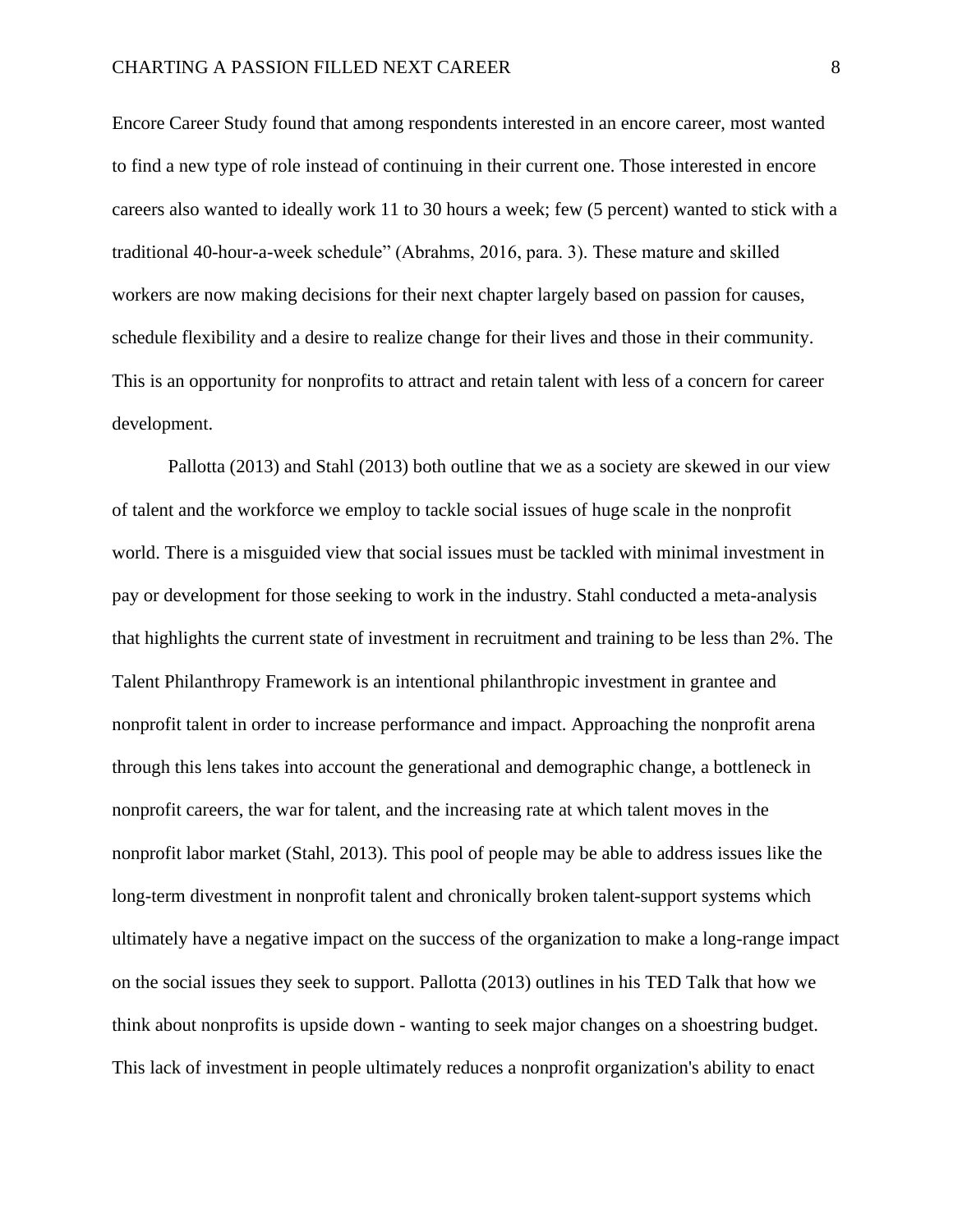Encore Career Study found that among respondents interested in an encore career, most wanted to find a new type of role instead of continuing in their current one. Those interested in encore careers also wanted to ideally work 11 to 30 hours a week; few (5 percent) wanted to stick with a traditional 40-hour-a-week schedule" (Abrahms, 2016, para. 3). These mature and skilled workers are now making decisions for their next chapter largely based on passion for causes, schedule flexibility and a desire to realize change for their lives and those in their community. This is an opportunity for nonprofits to attract and retain talent with less of a concern for career development.

Pallotta (2013) and Stahl (2013) both outline that we as a society are skewed in our view of talent and the workforce we employ to tackle social issues of huge scale in the nonprofit world. There is a misguided view that social issues must be tackled with minimal investment in pay or development for those seeking to work in the industry. Stahl conducted a meta-analysis that highlights the current state of investment in recruitment and training to be less than 2%. The Talent Philanthropy Framework is an intentional philanthropic investment in grantee and nonprofit talent in order to increase performance and impact. Approaching the nonprofit arena through this lens takes into account the generational and demographic change, a bottleneck in nonprofit careers, the war for talent, and the increasing rate at which talent moves in the nonprofit labor market (Stahl, 2013). This pool of people may be able to address issues like the long-term divestment in nonprofit talent and chronically broken talent-support systems which ultimately have a negative impact on the success of the organization to make a long-range impact on the social issues they seek to support. Pallotta (2013) outlines in his TED Talk that how we think about nonprofits is upside down - wanting to seek major changes on a shoestring budget. This lack of investment in people ultimately reduces a nonprofit organization's ability to enact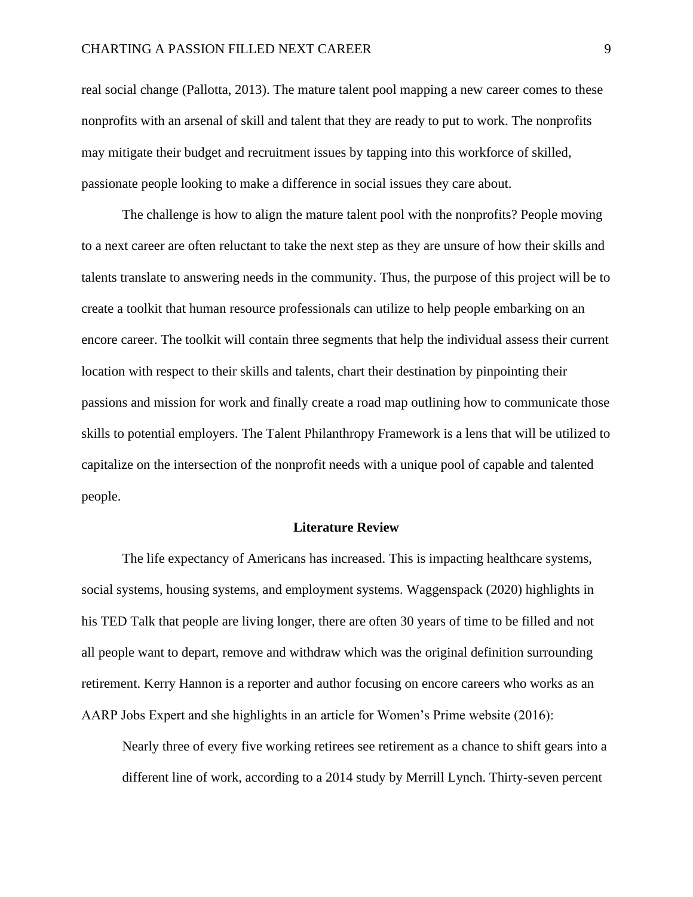real social change (Pallotta, 2013). The mature talent pool mapping a new career comes to these nonprofits with an arsenal of skill and talent that they are ready to put to work. The nonprofits may mitigate their budget and recruitment issues by tapping into this workforce of skilled, passionate people looking to make a difference in social issues they care about.

The challenge is how to align the mature talent pool with the nonprofits? People moving to a next career are often reluctant to take the next step as they are unsure of how their skills and talents translate to answering needs in the community. Thus, the purpose of this project will be to create a toolkit that human resource professionals can utilize to help people embarking on an encore career. The toolkit will contain three segments that help the individual assess their current location with respect to their skills and talents, chart their destination by pinpointing their passions and mission for work and finally create a road map outlining how to communicate those skills to potential employers. The Talent Philanthropy Framework is a lens that will be utilized to capitalize on the intersection of the nonprofit needs with a unique pool of capable and talented people.

## Literature Review

The life expectancy of Americans has increased. This is impacting healthcare systems, social systems, housing systems, and employment systems. Waggenspack (2020) highlights in his TED Talk that people are living longer, there are often 30 years of time to be filled and not all people want to depart, remove and withdraw which was the original definition surrounding retirement. Kerry Hannon is a reporter and author focusing on encore careers who works as an AARP Jobs Expert and she highlights in an article for Women's Prime website (2016):

> Nearly three of every five working retirees see retirement as a chance to shift gears into a different line of work, according to a 2014 study by Merrill Lynch. Thirty-seven percent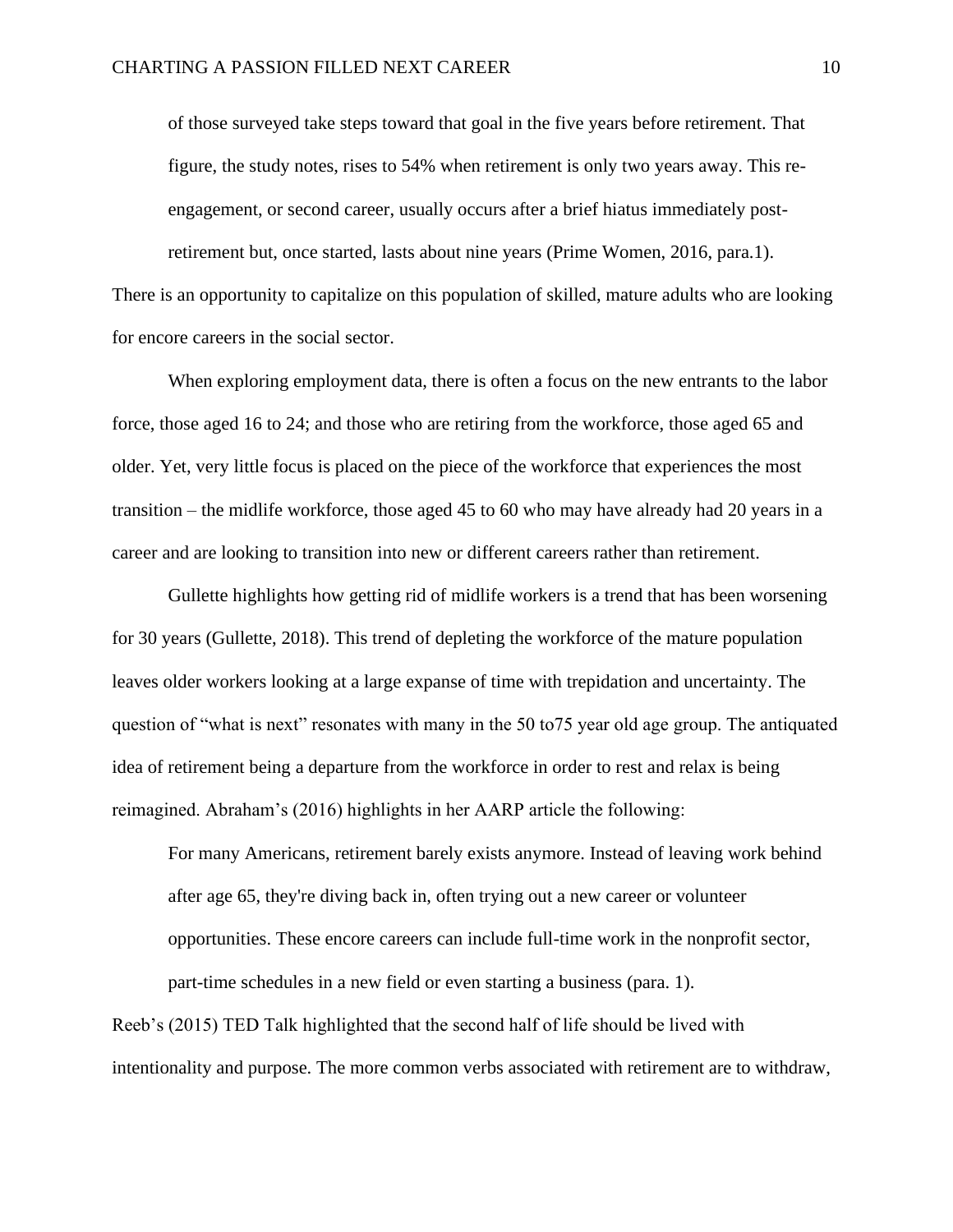> of those surveyed take steps toward that goal in the five years before retirement. That figure, the study notes, rises to 54% when retirement is only two years away. This re-engagement, or second career, usually occurs after a brief hiatus immediately post-retirement but, once started, lasts about nine years (Prime Women, 2016, para.1).

There is an opportunity to capitalize on this population of skilled, mature adults who are looking for encore careers in the social sector.

When exploring employment data, there is often a focus on the new entrants to the labor force, those aged 16 to 24; and those who are retiring from the workforce, those aged 65 and older. Yet, very little focus is placed on the piece of the workforce that experiences the most transition – the midlife workforce, those aged 45 to 60 who may have already had 20 years in a career and are looking to transition into new or different careers rather than retirement.

Gullette highlights how getting rid of midlife workers is a trend that has been worsening for 30 years (Gullette, 2018). This trend of depleting the workforce of the mature population leaves older workers looking at a large expanse of time with trepidation and uncertainty. The question of "what is next" resonates with many in the 50 to75 year old age group. The antiquated idea of retirement being a departure from the workforce in order to rest and relax is being reimagined. Abraham's (2016) highlights in her AARP article the following:

> For many Americans, retirement barely exists anymore. Instead of leaving work behind after age 65, they're diving back in, often trying out a new career or volunteer opportunities. These encore careers can include full-time work in the nonprofit sector, part-time schedules in a new field or even starting a business (para. 1).

Reeb's (2015) TED Talk highlighted that the second half of life should be lived with intentionality and purpose. The more common verbs associated with retirement are to withdraw,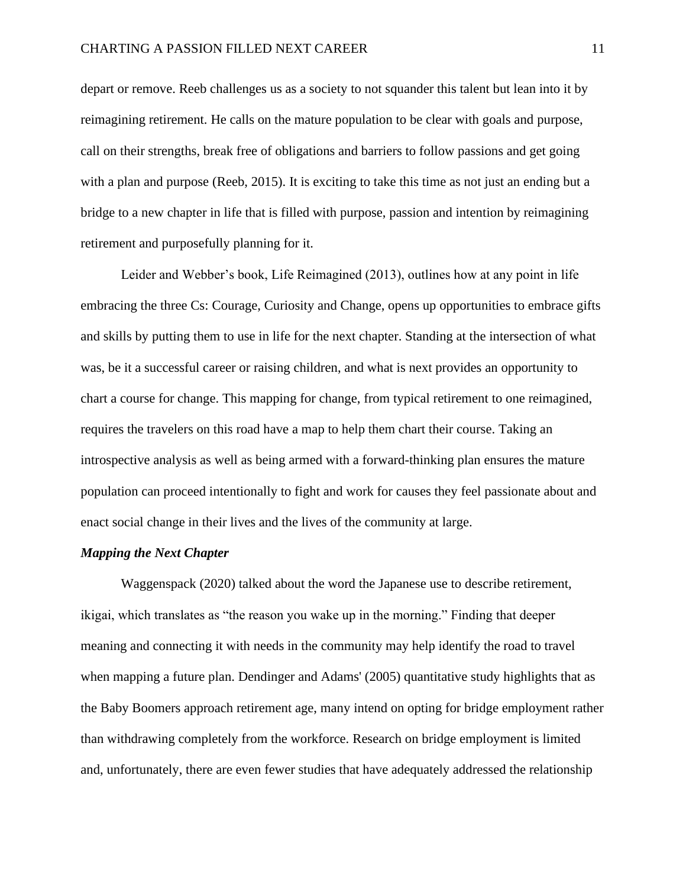depart or remove. Reeb challenges us as a society to not squander this talent but lean into it by reimagining retirement. He calls on the mature population to be clear with goals and purpose, call on their strengths, break free of obligations and barriers to follow passions and get going with a plan and purpose (Reeb, 2015). It is exciting to take this time as not just an ending but a bridge to a new chapter in life that is filled with purpose, passion and intention by reimagining retirement and purposefully planning for it.

Leider and Webber's book, Life Reimagined (2013), outlines how at any point in life embracing the three Cs: Courage, Curiosity and Change, opens up opportunities to embrace gifts and skills by putting them to use in life for the next chapter. Standing at the intersection of what was, be it a successful career or raising children, and what is next provides an opportunity to chart a course for change. This mapping for change, from typical retirement to one reimagined, requires the travelers on this road have a map to help them chart their course. Taking an introspective analysis as well as being armed with a forward-thinking plan ensures the mature population can proceed intentionally to fight and work for causes they feel passionate about and enact social change in their lives and the lives of the community at large.

***Mapping the Next Chapter***

Waggenspack (2020) talked about the word the Japanese use to describe retirement, ikigai, which translates as "the reason you wake up in the morning." Finding that deeper meaning and connecting it with needs in the community may help identify the road to travel when mapping a future plan. Dendinger and Adams' (2005) quantitative study highlights that as the Baby Boomers approach retirement age, many intend on opting for bridge employment rather than withdrawing completely from the workforce. Research on bridge employment is limited and, unfortunately, there are even fewer studies that have adequately addressed the relationship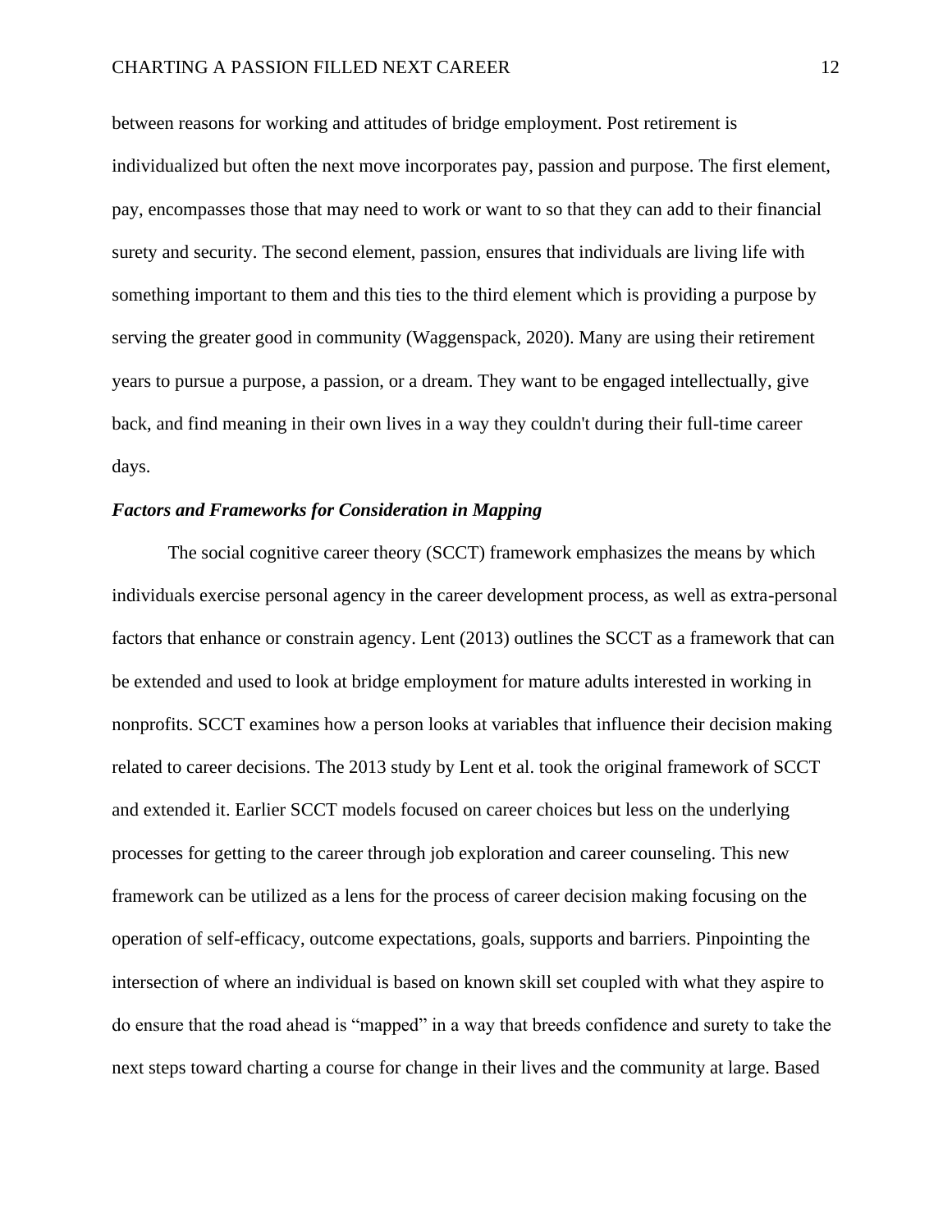between reasons for working and attitudes of bridge employment. Post retirement is individualized but often the next move incorporates pay, passion and purpose. The first element, pay, encompasses those that may need to work or want to so that they can add to their financial surety and security. The second element, passion, ensures that individuals are living life with something important to them and this ties to the third element which is providing a purpose by serving the greater good in community (Waggenspack, 2020). Many are using their retirement years to pursue a purpose, a passion, or a dream. They want to be engaged intellectually, give back, and find meaning in their own lives in a way they couldn't during their full-time career days.

### *Factors and Frameworks for Consideration in Mapping*

The social cognitive career theory (SCCT) framework emphasizes the means by which individuals exercise personal agency in the career development process, as well as extra-personal factors that enhance or constrain agency. Lent (2013) outlines the SCCT as a framework that can be extended and used to look at bridge employment for mature adults interested in working in nonprofits. SCCT examines how a person looks at variables that influence their decision making related to career decisions. The 2013 study by Lent et al. took the original framework of SCCT and extended it. Earlier SCCT models focused on career choices but less on the underlying processes for getting to the career through job exploration and career counseling. This new framework can be utilized as a lens for the process of career decision making focusing on the operation of self-efficacy, outcome expectations, goals, supports and barriers. Pinpointing the intersection of where an individual is based on known skill set coupled with what they aspire to do ensure that the road ahead is “mapped” in a way that breeds confidence and surety to take the next steps toward charting a course for change in their lives and the community at large. Based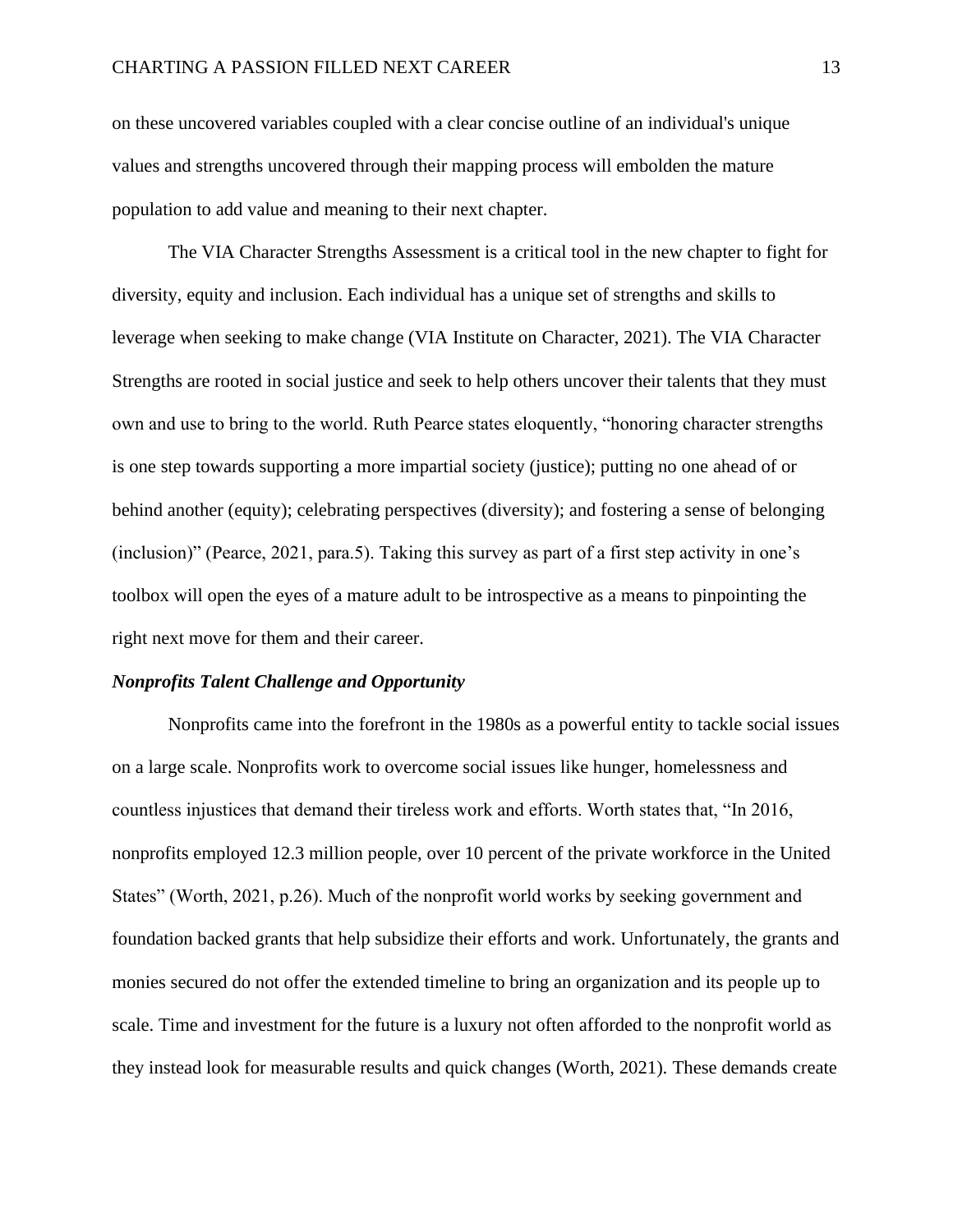on these uncovered variables coupled with a clear concise outline of an individual's unique values and strengths uncovered through their mapping process will embolden the mature population to add value and meaning to their next chapter.

The VIA Character Strengths Assessment is a critical tool in the new chapter to fight for diversity, equity and inclusion. Each individual has a unique set of strengths and skills to leverage when seeking to make change (VIA Institute on Character, 2021). The VIA Character Strengths are rooted in social justice and seek to help others uncover their talents that they must own and use to bring to the world. Ruth Pearce states eloquently, "honoring character strengths is one step towards supporting a more impartial society (justice); putting no one ahead of or behind another (equity); celebrating perspectives (diversity); and fostering a sense of belonging (inclusion)" (Pearce, 2021, para.5). Taking this survey as part of a first step activity in one's toolbox will open the eyes of a mature adult to be introspective as a means to pinpointing the right next move for them and their career.

### *Nonprofits Talent Challenge and Opportunity*

Nonprofits came into the forefront in the 1980s as a powerful entity to tackle social issues on a large scale. Nonprofits work to overcome social issues like hunger, homelessness and countless injustices that demand their tireless work and efforts. Worth states that, "In 2016, nonprofits employed 12.3 million people, over 10 percent of the private workforce in the United States" (Worth, 2021, p.26). Much of the nonprofit world works by seeking government and foundation backed grants that help subsidize their efforts and work. Unfortunately, the grants and monies secured do not offer the extended timeline to bring an organization and its people up to scale. Time and investment for the future is a luxury not often afforded to the nonprofit world as they instead look for measurable results and quick changes (Worth, 2021). These demands create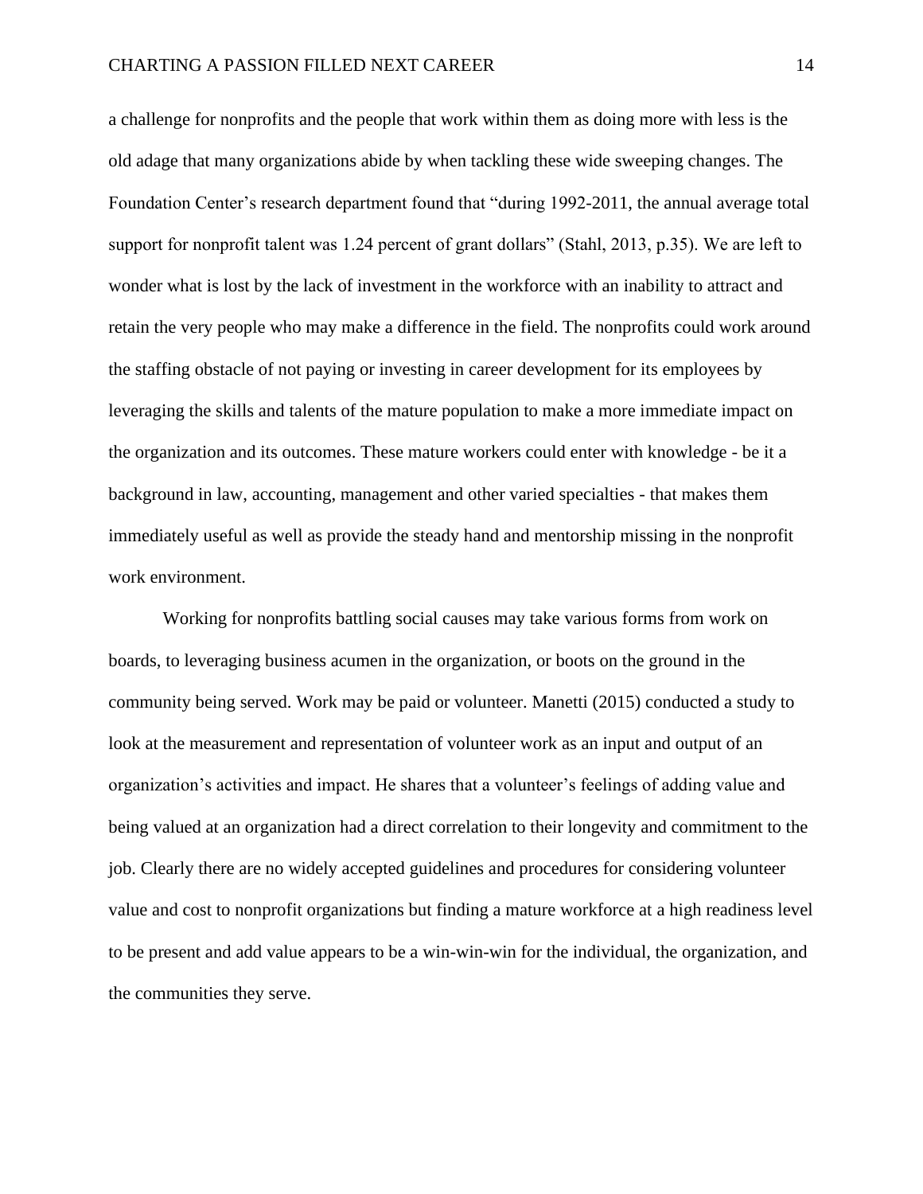a challenge for nonprofits and the people that work within them as doing more with less is the old adage that many organizations abide by when tackling these wide sweeping changes. The Foundation Center's research department found that "during 1992-2011, the annual average total support for nonprofit talent was 1.24 percent of grant dollars" (Stahl, 2013, p.35). We are left to wonder what is lost by the lack of investment in the workforce with an inability to attract and retain the very people who may make a difference in the field. The nonprofits could work around the staffing obstacle of not paying or investing in career development for its employees by leveraging the skills and talents of the mature population to make a more immediate impact on the organization and its outcomes. These mature workers could enter with knowledge - be it a background in law, accounting, management and other varied specialties - that makes them immediately useful as well as provide the steady hand and mentorship missing in the nonprofit work environment.

Working for nonprofits battling social causes may take various forms from work on boards, to leveraging business acumen in the organization, or boots on the ground in the community being served. Work may be paid or volunteer. Manetti (2015) conducted a study to look at the measurement and representation of volunteer work as an input and output of an organization's activities and impact. He shares that a volunteer's feelings of adding value and being valued at an organization had a direct correlation to their longevity and commitment to the job. Clearly there are no widely accepted guidelines and procedures for considering volunteer value and cost to nonprofit organizations but finding a mature workforce at a high readiness level to be present and add value appears to be a win-win-win for the individual, the organization, and the communities they serve.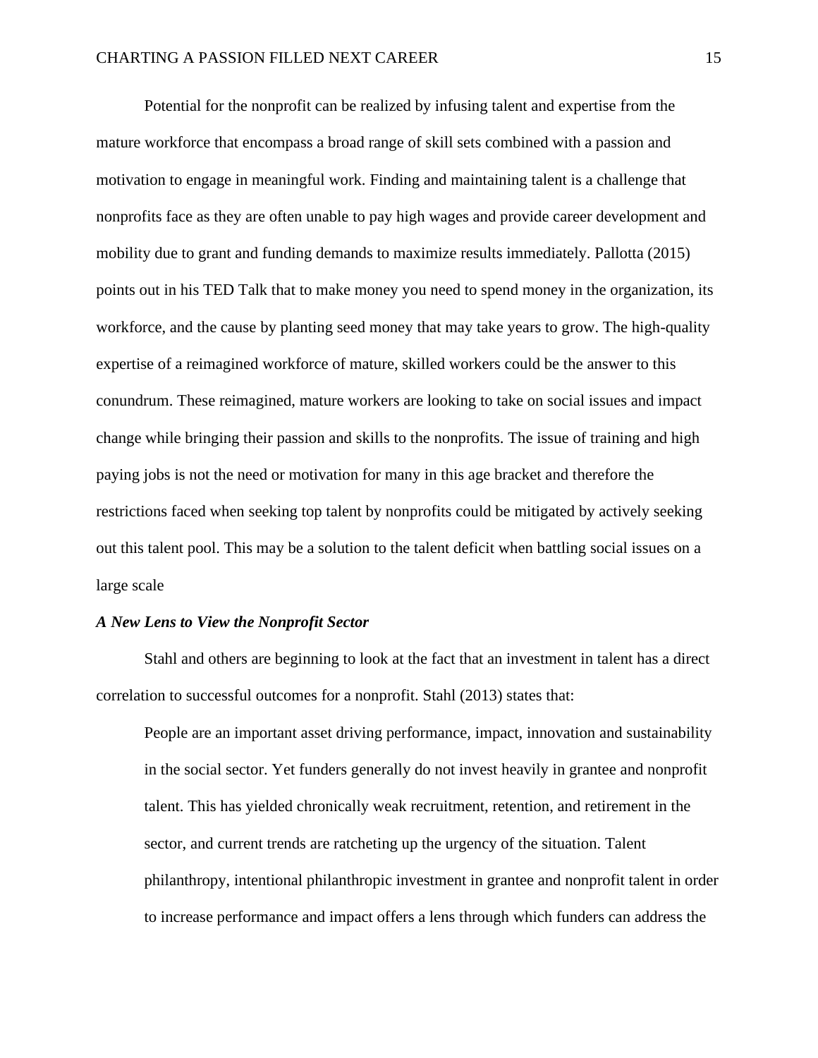Potential for the nonprofit can be realized by infusing talent and expertise from the mature workforce that encompass a broad range of skill sets combined with a passion and motivation to engage in meaningful work. Finding and maintaining talent is a challenge that nonprofits face as they are often unable to pay high wages and provide career development and mobility due to grant and funding demands to maximize results immediately. Pallotta (2015) points out in his TED Talk that to make money you need to spend money in the organization, its workforce, and the cause by planting seed money that may take years to grow. The high-quality expertise of a reimagined workforce of mature, skilled workers could be the answer to this conundrum. These reimagined, mature workers are looking to take on social issues and impact change while bringing their passion and skills to the nonprofits. The issue of training and high paying jobs is not the need or motivation for many in this age bracket and therefore the restrictions faced when seeking top talent by nonprofits could be mitigated by actively seeking out this talent pool. This may be a solution to the talent deficit when battling social issues on a large scale

### ***A New Lens to View the Nonprofit Sector***

Stahl and others are beginning to look at the fact that an investment in talent has a direct correlation to successful outcomes for a nonprofit. Stahl (2013) states that:

> People are an important asset driving performance, impact, innovation and sustainability in the social sector. Yet funders generally do not invest heavily in grantee and nonprofit talent. This has yielded chronically weak recruitment, retention, and retirement in the sector, and current trends are ratcheting up the urgency of the situation. Talent philanthropy, intentional philanthropic investment in grantee and nonprofit talent in order to increase performance and impact offers a lens through which funders can address the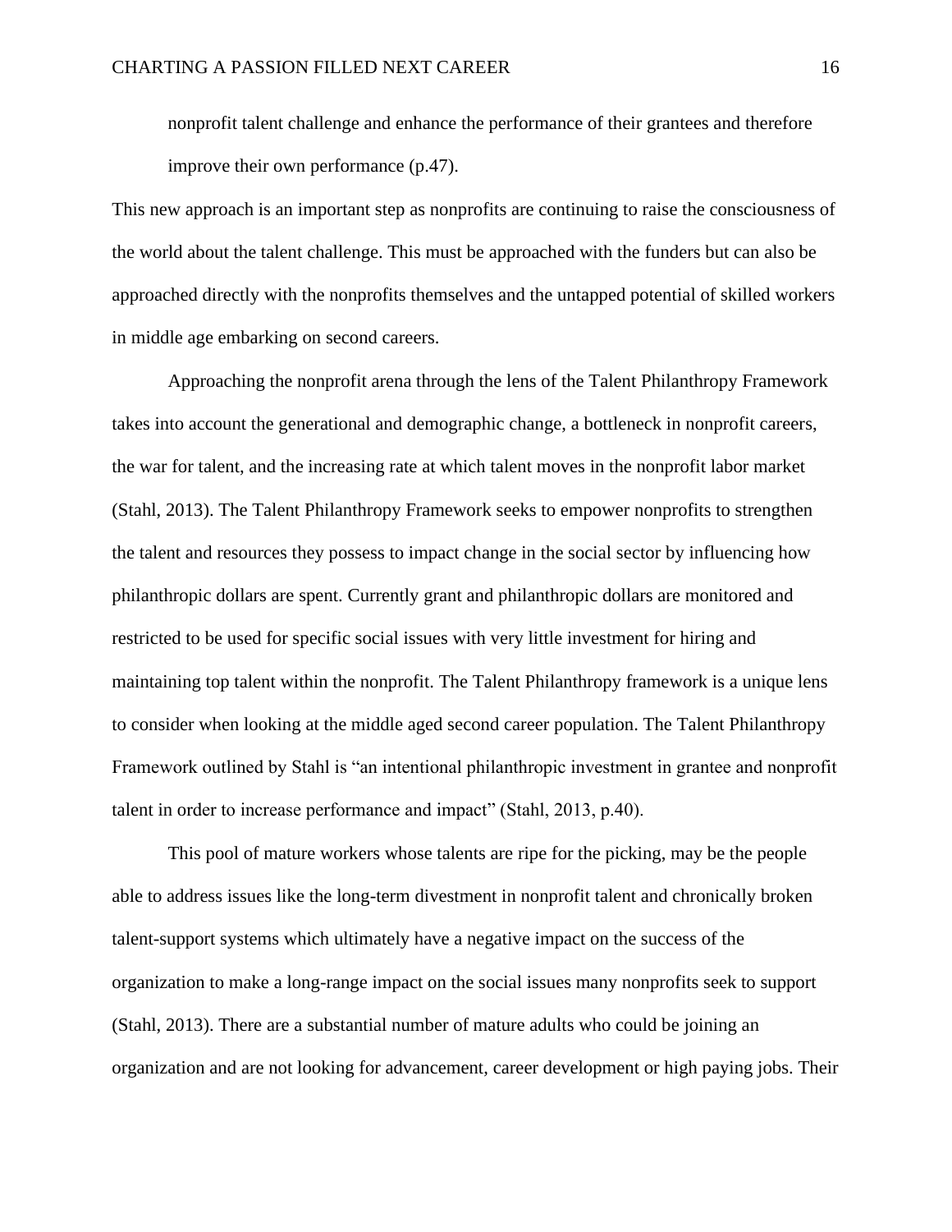> nonprofit talent challenge and enhance the performance of their grantees and therefore improve their own performance (p.47).

This new approach is an important step as nonprofits are continuing to raise the consciousness of the world about the talent challenge. This must be approached with the funders but can also be approached directly with the nonprofits themselves and the untapped potential of skilled workers in middle age embarking on second careers.

Approaching the nonprofit arena through the lens of the Talent Philanthropy Framework takes into account the generational and demographic change, a bottleneck in nonprofit careers, the war for talent, and the increasing rate at which talent moves in the nonprofit labor market (Stahl, 2013). The Talent Philanthropy Framework seeks to empower nonprofits to strengthen the talent and resources they possess to impact change in the social sector by influencing how philanthropic dollars are spent. Currently grant and philanthropic dollars are monitored and restricted to be used for specific social issues with very little investment for hiring and maintaining top talent within the nonprofit. The Talent Philanthropy framework is a unique lens to consider when looking at the middle aged second career population. The Talent Philanthropy Framework outlined by Stahl is "an intentional philanthropic investment in grantee and nonprofit talent in order to increase performance and impact" (Stahl, 2013, p.40).

This pool of mature workers whose talents are ripe for the picking, may be the people able to address issues like the long-term divestment in nonprofit talent and chronically broken talent-support systems which ultimately have a negative impact on the success of the organization to make a long-range impact on the social issues many nonprofits seek to support (Stahl, 2013). There are a substantial number of mature adults who could be joining an organization and are not looking for advancement, career development or high paying jobs. Their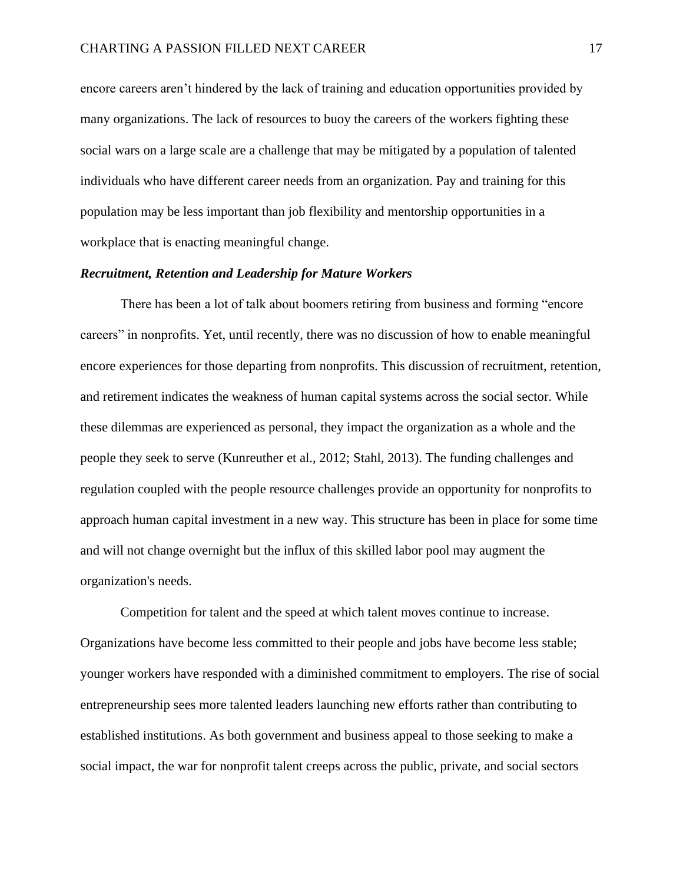encore careers aren't hindered by the lack of training and education opportunities provided by many organizations. The lack of resources to buoy the careers of the workers fighting these social wars on a large scale are a challenge that may be mitigated by a population of talented individuals who have different career needs from an organization. Pay and training for this population may be less important than job flexibility and mentorship opportunities in a workplace that is enacting meaningful change.

### ***Recruitment, Retention and Leadership for Mature Workers***

There has been a lot of talk about boomers retiring from business and forming "encore careers" in nonprofits. Yet, until recently, there was no discussion of how to enable meaningful encore experiences for those departing from nonprofits. This discussion of recruitment, retention, and retirement indicates the weakness of human capital systems across the social sector. While these dilemmas are experienced as personal, they impact the organization as a whole and the people they seek to serve (Kunreuther et al., 2012; Stahl, 2013). The funding challenges and regulation coupled with the people resource challenges provide an opportunity for nonprofits to approach human capital investment in a new way. This structure has been in place for some time and will not change overnight but the influx of this skilled labor pool may augment the organization's needs.

Competition for talent and the speed at which talent moves continue to increase. Organizations have become less committed to their people and jobs have become less stable; younger workers have responded with a diminished commitment to employers. The rise of social entrepreneurship sees more talented leaders launching new efforts rather than contributing to established institutions. As both government and business appeal to those seeking to make a social impact, the war for nonprofit talent creeps across the public, private, and social sectors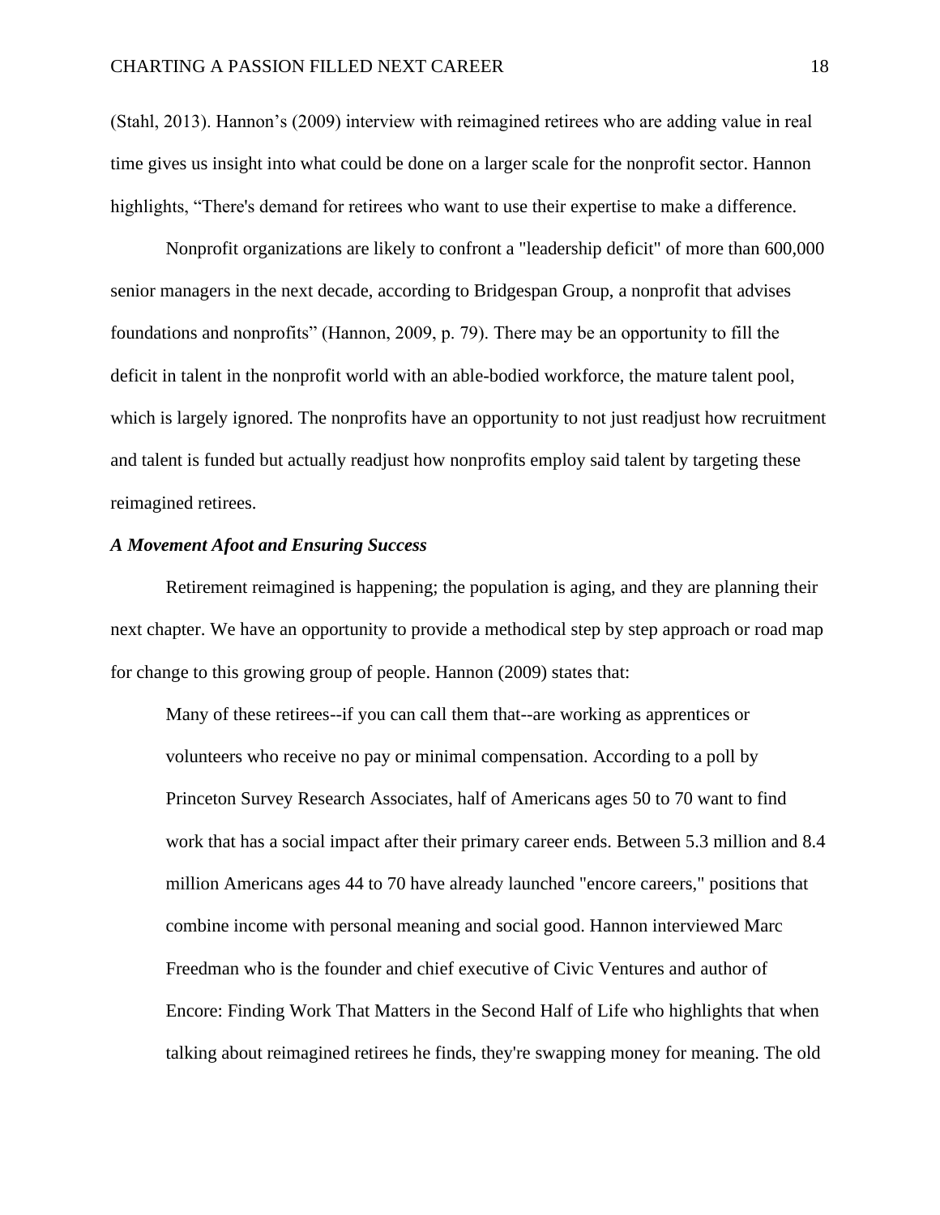(Stahl, 2013). Hannon's (2009) interview with reimagined retirees who are adding value in real time gives us insight into what could be done on a larger scale for the nonprofit sector. Hannon highlights, "There's demand for retirees who want to use their expertise to make a difference.

Nonprofit organizations are likely to confront a "leadership deficit" of more than 600,000 senior managers in the next decade, according to Bridgespan Group, a nonprofit that advises foundations and nonprofits" (Hannon, 2009, p. 79). There may be an opportunity to fill the deficit in talent in the nonprofit world with an able-bodied workforce, the mature talent pool, which is largely ignored. The nonprofits have an opportunity to not just readjust how recruitment and talent is funded but actually readjust how nonprofits employ said talent by targeting these reimagined retirees.

***A Movement Afoot and Ensuring Success***

Retirement reimagined is happening; the population is aging, and they are planning their next chapter. We have an opportunity to provide a methodical step by step approach or road map for change to this growing group of people. Hannon (2009) states that:

> Many of these retirees--if you can call them that--are working as apprentices or volunteers who receive no pay or minimal compensation. According to a poll by Princeton Survey Research Associates, half of Americans ages 50 to 70 want to find work that has a social impact after their primary career ends. Between 5.3 million and 8.4 million Americans ages 44 to 70 have already launched "encore careers," positions that combine income with personal meaning and social good. Hannon interviewed Marc Freedman who is the founder and chief executive of Civic Ventures and author of Encore: Finding Work That Matters in the Second Half of Life who highlights that when talking about reimagined retirees he finds, they're swapping money for meaning. The old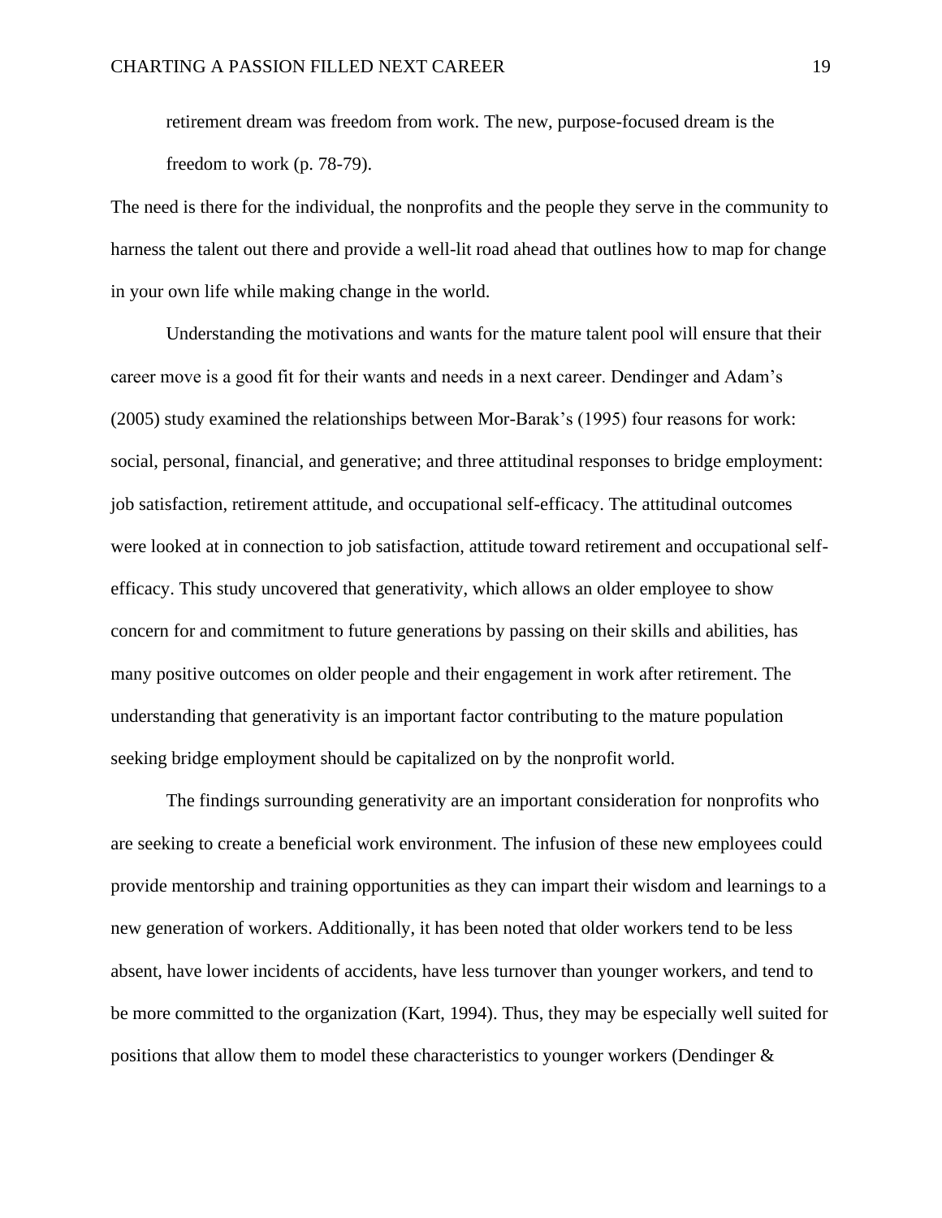> retirement dream was freedom from work. The new, purpose-focused dream is the freedom to work (p. 78-79).

The need is there for the individual, the nonprofits and the people they serve in the community to harness the talent out there and provide a well-lit road ahead that outlines how to map for change in your own life while making change in the world.

Understanding the motivations and wants for the mature talent pool will ensure that their career move is a good fit for their wants and needs in a next career. Dendinger and Adam's (2005) study examined the relationships between Mor-Barak's (1995) four reasons for work: social, personal, financial, and generative; and three attitudinal responses to bridge employment: job satisfaction, retirement attitude, and occupational self-efficacy. The attitudinal outcomes were looked at in connection to job satisfaction, attitude toward retirement and occupational self-efficacy. This study uncovered that generativity, which allows an older employee to show concern for and commitment to future generations by passing on their skills and abilities, has many positive outcomes on older people and their engagement in work after retirement. The understanding that generativity is an important factor contributing to the mature population seeking bridge employment should be capitalized on by the nonprofit world.

The findings surrounding generativity are an important consideration for nonprofits who are seeking to create a beneficial work environment. The infusion of these new employees could provide mentorship and training opportunities as they can impart their wisdom and learnings to a new generation of workers. Additionally, it has been noted that older workers tend to be less absent, have lower incidents of accidents, have less turnover than younger workers, and tend to be more committed to the organization (Kart, 1994). Thus, they may be especially well suited for positions that allow them to model these characteristics to younger workers (Dendinger &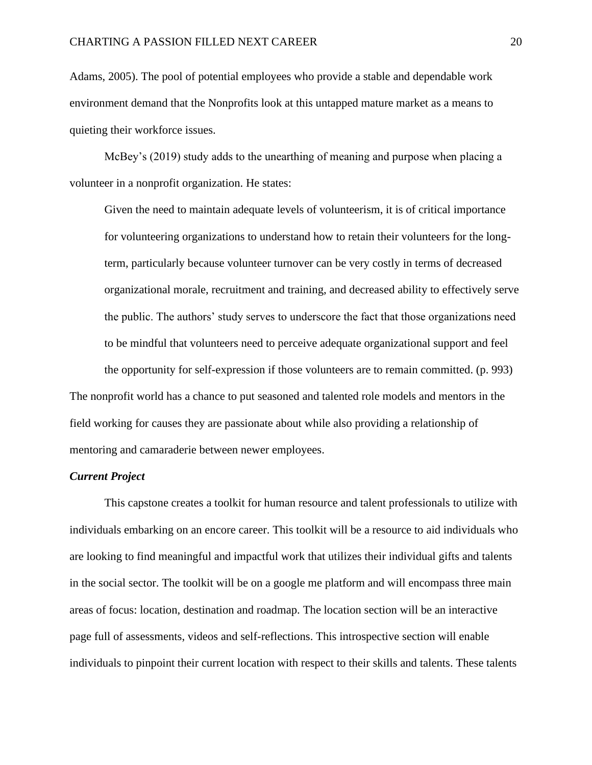Adams, 2005). The pool of potential employees who provide a stable and dependable work environment demand that the Nonprofits look at this untapped mature market as a means to quieting their workforce issues.

McBey's (2019) study adds to the unearthing of meaning and purpose when placing a volunteer in a nonprofit organization. He states:

> Given the need to maintain adequate levels of volunteerism, it is of critical importance for volunteering organizations to understand how to retain their volunteers for the long-term, particularly because volunteer turnover can be very costly in terms of decreased organizational morale, recruitment and training, and decreased ability to effectively serve the public. The authors' study serves to underscore the fact that those organizations need to be mindful that volunteers need to perceive adequate organizational support and feel the opportunity for self-expression if those volunteers are to remain committed. (p. 993)

The nonprofit world has a chance to put seasoned and talented role models and mentors in the field working for causes they are passionate about while also providing a relationship of mentoring and camaraderie between newer employees.

### ***Current Project***

This capstone creates a toolkit for human resource and talent professionals to utilize with individuals embarking on an encore career. This toolkit will be a resource to aid individuals who are looking to find meaningful and impactful work that utilizes their individual gifts and talents in the social sector. The toolkit will be on a google me platform and will encompass three main areas of focus: location, destination and roadmap. The location section will be an interactive page full of assessments, videos and self-reflections. This introspective section will enable individuals to pinpoint their current location with respect to their skills and talents. These talents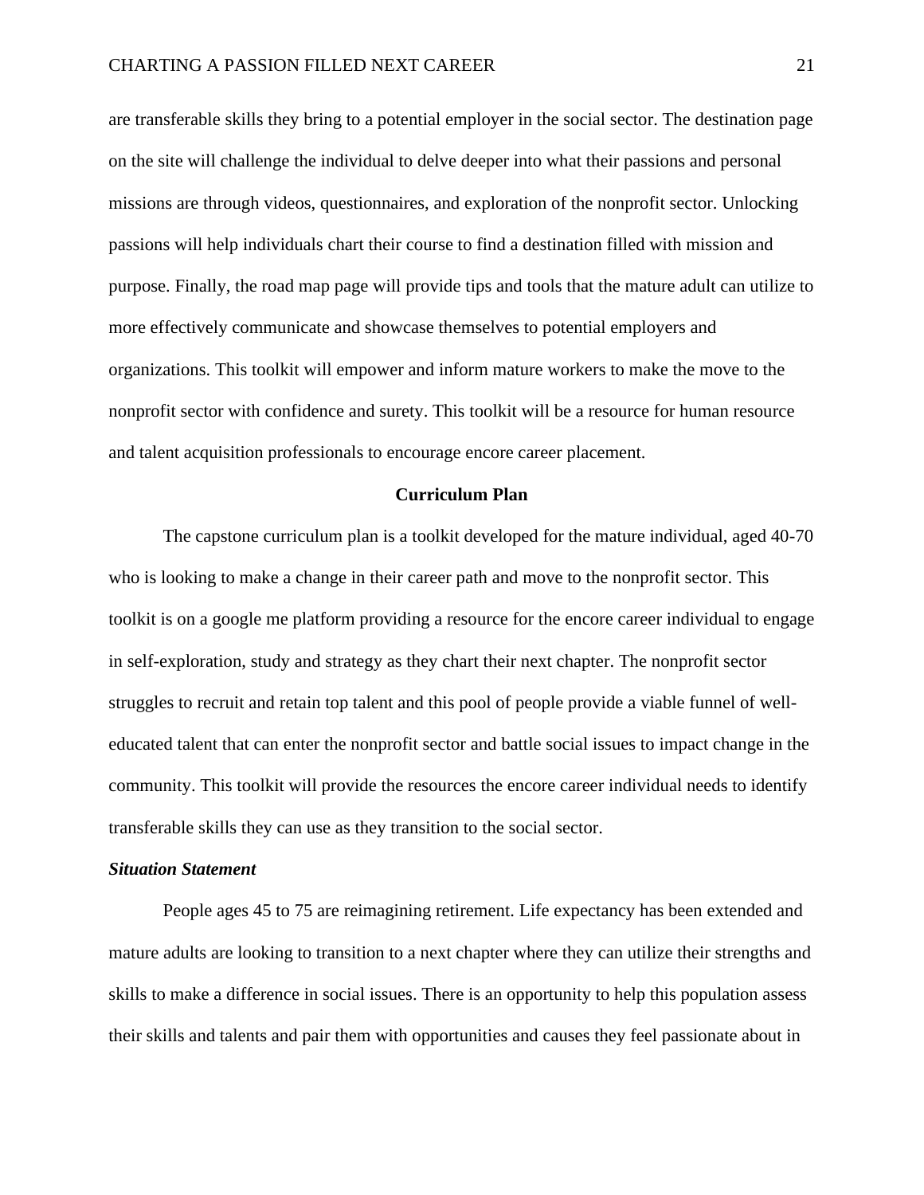are transferable skills they bring to a potential employer in the social sector. The destination page on the site will challenge the individual to delve deeper into what their passions and personal missions are through videos, questionnaires, and exploration of the nonprofit sector. Unlocking passions will help individuals chart their course to find a destination filled with mission and purpose. Finally, the road map page will provide tips and tools that the mature adult can utilize to more effectively communicate and showcase themselves to potential employers and organizations. This toolkit will empower and inform mature workers to make the move to the nonprofit sector with confidence and surety. This toolkit will be a resource for human resource and talent acquisition professionals to encourage encore career placement.

## Curriculum Plan

The capstone curriculum plan is a toolkit developed for the mature individual, aged 40-70 who is looking to make a change in their career path and move to the nonprofit sector. This toolkit is on a google me platform providing a resource for the encore career individual to engage in self-exploration, study and strategy as they chart their next chapter. The nonprofit sector struggles to recruit and retain top talent and this pool of people provide a viable funnel of well-educated talent that can enter the nonprofit sector and battle social issues to impact change in the community. This toolkit will provide the resources the encore career individual needs to identify transferable skills they can use as they transition to the social sector.

### *Situation Statement*

People ages 45 to 75 are reimagining retirement. Life expectancy has been extended and mature adults are looking to transition to a next chapter where they can utilize their strengths and skills to make a difference in social issues. There is an opportunity to help this population assess their skills and talents and pair them with opportunities and causes they feel passionate about in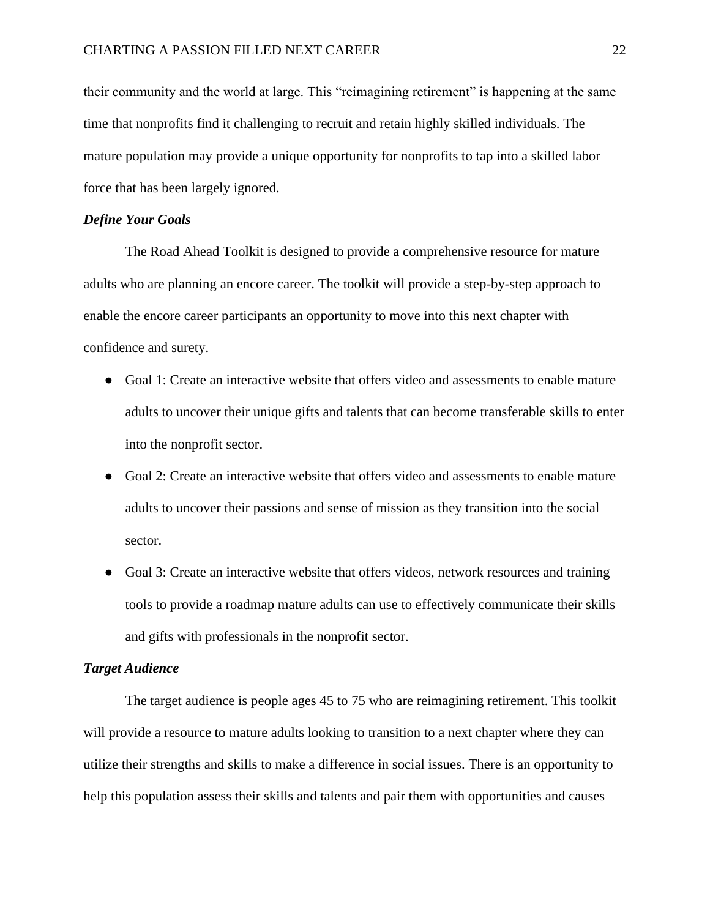their community and the world at large. This “reimagining retirement” is happening at the same time that nonprofits find it challenging to recruit and retain highly skilled individuals. The mature population may provide a unique opportunity for nonprofits to tap into a skilled labor force that has been largely ignored.

***Define Your Goals***

The Road Ahead Toolkit is designed to provide a comprehensive resource for mature adults who are planning an encore career. The toolkit will provide a step-by-step approach to enable the encore career participants an opportunity to move into this next chapter with confidence and surety.

- Goal 1: Create an interactive website that offers video and assessments to enable mature adults to uncover their unique gifts and talents that can become transferable skills to enter into the nonprofit sector.
- Goal 2: Create an interactive website that offers video and assessments to enable mature adults to uncover their passions and sense of mission as they transition into the social sector.
- Goal 3: Create an interactive website that offers videos, network resources and training tools to provide a roadmap mature adults can use to effectively communicate their skills and gifts with professionals in the nonprofit sector.

***Target Audience***

The target audience is people ages 45 to 75 who are reimagining retirement. This toolkit will provide a resource to mature adults looking to transition to a next chapter where they can utilize their strengths and skills to make a difference in social issues. There is an opportunity to help this population assess their skills and talents and pair them with opportunities and causes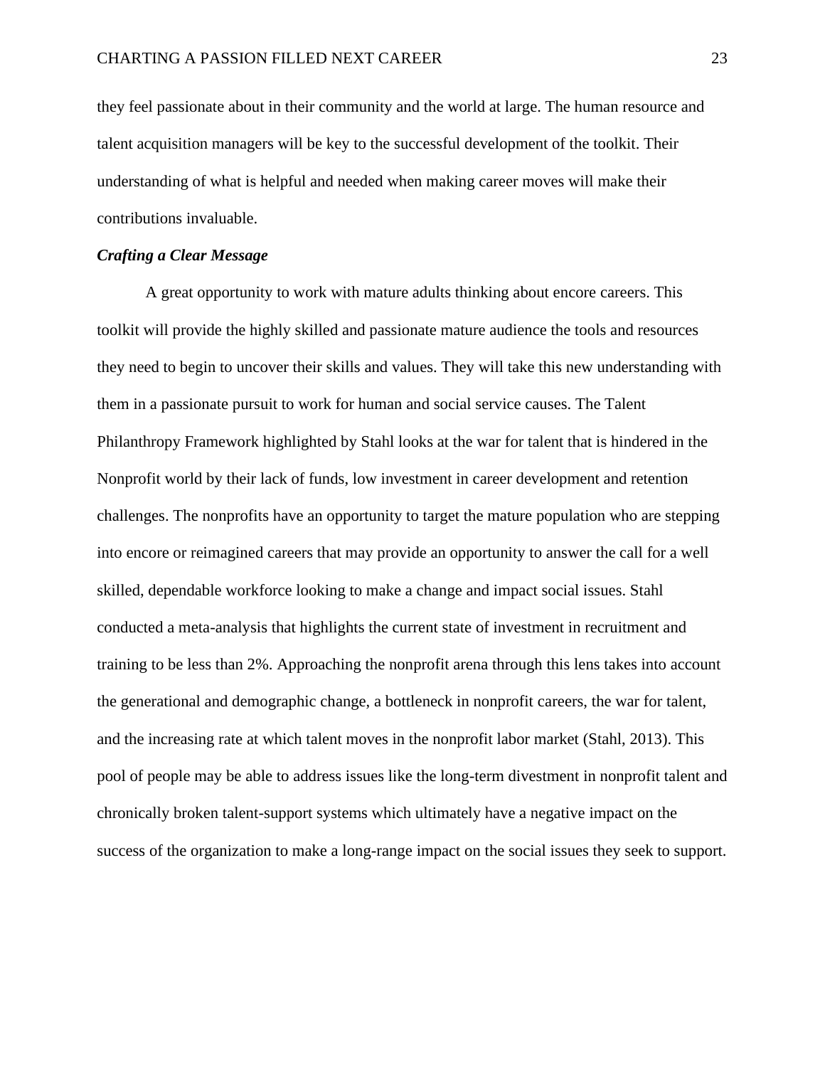they feel passionate about in their community and the world at large. The human resource and talent acquisition managers will be key to the successful development of the toolkit. Their understanding of what is helpful and needed when making career moves will make their contributions invaluable.

### ***Crafting a Clear Message***

A great opportunity to work with mature adults thinking about encore careers. This toolkit will provide the highly skilled and passionate mature audience the tools and resources they need to begin to uncover their skills and values. They will take this new understanding with them in a passionate pursuit to work for human and social service causes. The Talent Philanthropy Framework highlighted by Stahl looks at the war for talent that is hindered in the Nonprofit world by their lack of funds, low investment in career development and retention challenges. The nonprofits have an opportunity to target the mature population who are stepping into encore or reimagined careers that may provide an opportunity to answer the call for a well skilled, dependable workforce looking to make a change and impact social issues. Stahl conducted a meta-analysis that highlights the current state of investment in recruitment and training to be less than 2%. Approaching the nonprofit arena through this lens takes into account the generational and demographic change, a bottleneck in nonprofit careers, the war for talent, and the increasing rate at which talent moves in the nonprofit labor market (Stahl, 2013). This pool of people may be able to address issues like the long-term divestment in nonprofit talent and chronically broken talent-support systems which ultimately have a negative impact on the success of the organization to make a long-range impact on the social issues they seek to support.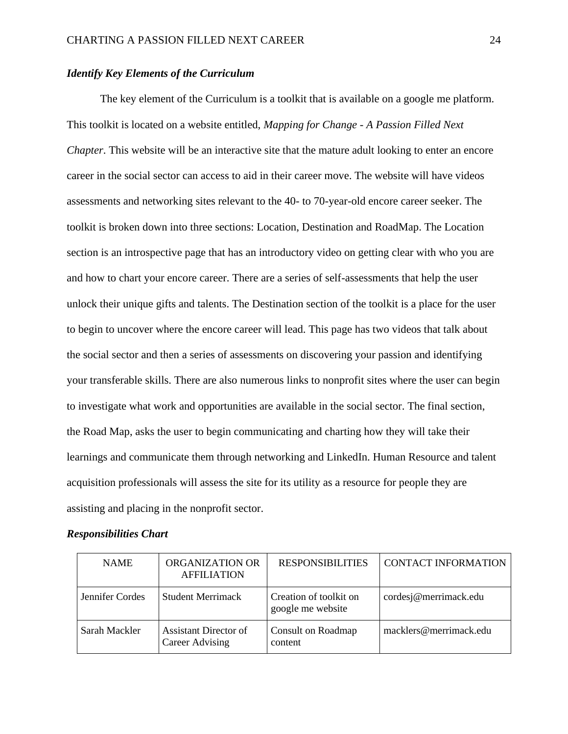### ***Identify Key Elements of the Curriculum***

The key element of the Curriculum is a toolkit that is available on a google me platform. This toolkit is located on a website entitled, *Mapping for Change - A Passion Filled Next Chapter*. This website will be an interactive site that the mature adult looking to enter an encore career in the social sector can access to aid in their career move. The website will have videos assessments and networking sites relevant to the 40- to 70-year-old encore career seeker. The toolkit is broken down into three sections: Location, Destination and RoadMap. The Location section is an introspective page that has an introductory video on getting clear with who you are and how to chart your encore career. There are a series of self-assessments that help the user unlock their unique gifts and talents. The Destination section of the toolkit is a place for the user to begin to uncover where the encore career will lead. This page has two videos that talk about the social sector and then a series of assessments on discovering your passion and identifying your transferable skills. There are also numerous links to nonprofit sites where the user can begin to investigate what work and opportunities are available in the social sector. The final section, the Road Map, asks the user to begin communicating and charting how they will take their learnings and communicate them through networking and LinkedIn. Human Resource and talent acquisition professionals will assess the site for its utility as a resource for people they are assisting and placing in the nonprofit sector.

### ***Responsibilities Chart***

| NAME | ORGANIZATION OR AFFILIATION | RESPONSIBILITIES | CONTACT INFORMATION |
|---|---|---|---|
| Jennifer Cordes | Student Merrimack | Creation of toolkit on google me website | cordesj@merrimack.edu |
| Sarah Mackler | Assistant Director of Career Advising | Consult on Roadmap content | macklers@merrimack.edu |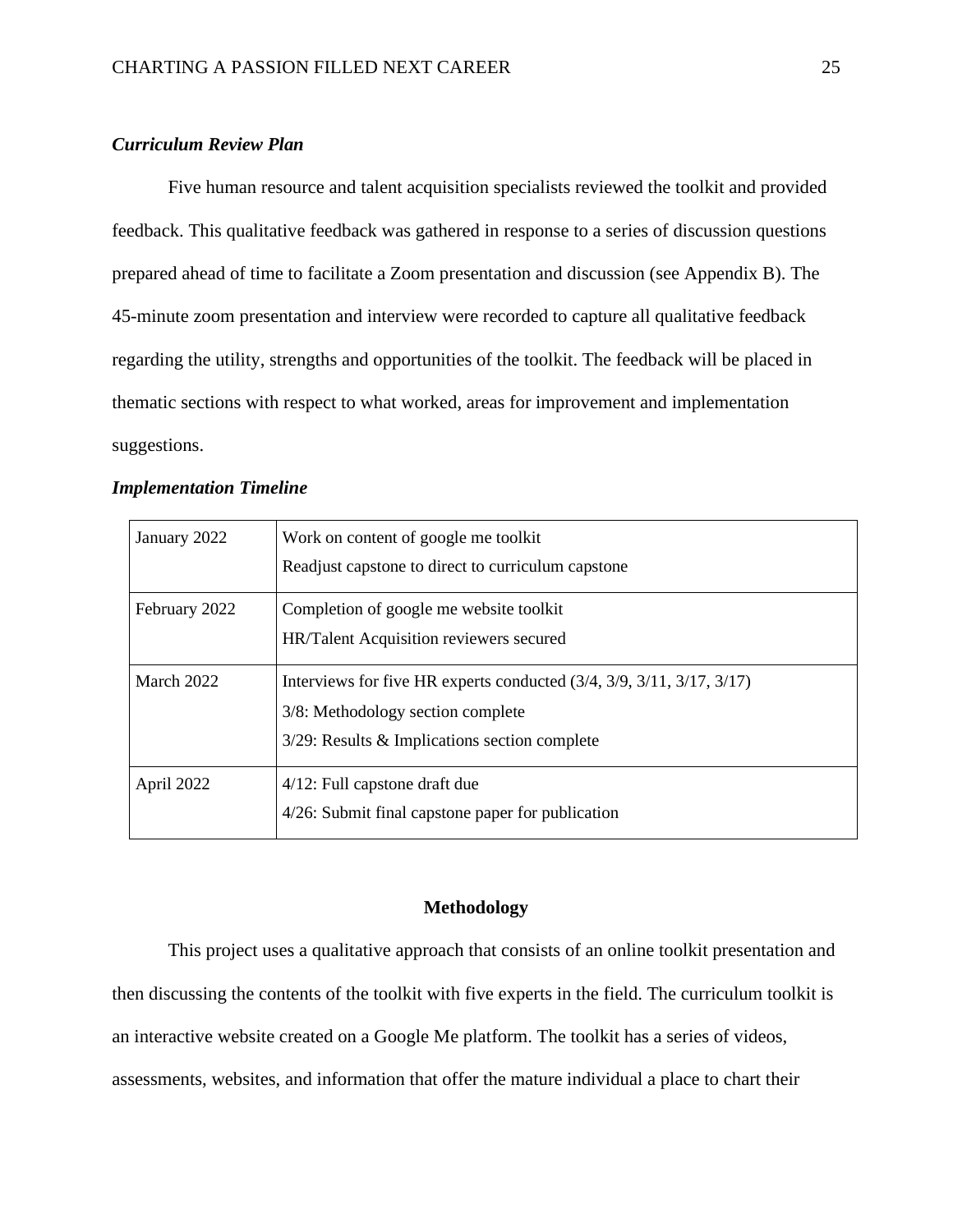### *Curriculum Review Plan*

Five human resource and talent acquisition specialists reviewed the toolkit and provided feedback. This qualitative feedback was gathered in response to a series of discussion questions prepared ahead of time to facilitate a Zoom presentation and discussion (see Appendix B). The 45-minute zoom presentation and interview were recorded to capture all qualitative feedback regarding the utility, strengths and opportunities of the toolkit. The feedback will be placed in thematic sections with respect to what worked, areas for improvement and implementation suggestions.

### *Implementation Timeline*

| | |
|---|---|
| January 2022 | Work on content of google me toolkit<br>Readjust capstone to direct to curriculum capstone |
| February 2022 | Completion of google me website toolkit<br>HR/Talent Acquisition reviewers secured |
| March 2022 | Interviews for five HR experts conducted (3/4, 3/9, 3/11, 3/17, 3/17)<br>3/8: Methodology section complete<br>3/29: Results & Implications section complete |
| April 2022 | 4/12: Full capstone draft due<br>4/26: Submit final capstone paper for publication |

## Methodology

This project uses a qualitative approach that consists of an online toolkit presentation and then discussing the contents of the toolkit with five experts in the field. The curriculum toolkit is an interactive website created on a Google Me platform. The toolkit has a series of videos, assessments, websites, and information that offer the mature individual a place to chart their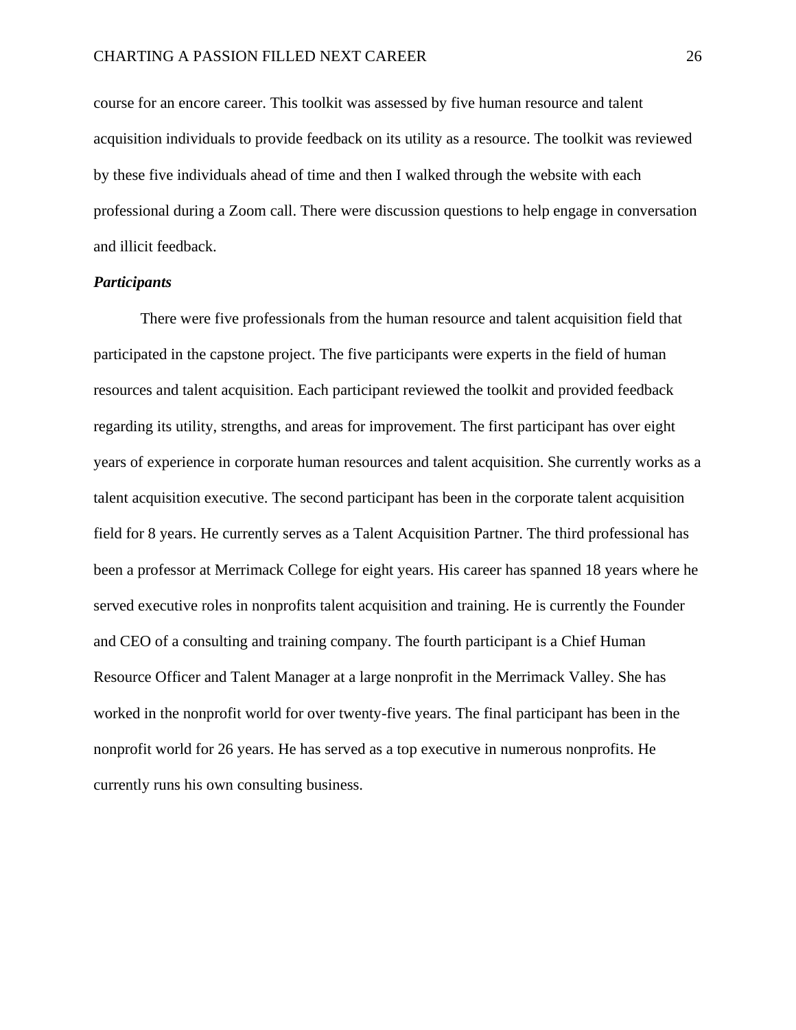course for an encore career. This toolkit was assessed by five human resource and talent acquisition individuals to provide feedback on its utility as a resource. The toolkit was reviewed by these five individuals ahead of time and then I walked through the website with each professional during a Zoom call. There were discussion questions to help engage in conversation and illicit feedback.

### ***Participants***

There were five professionals from the human resource and talent acquisition field that participated in the capstone project. The five participants were experts in the field of human resources and talent acquisition. Each participant reviewed the toolkit and provided feedback regarding its utility, strengths, and areas for improvement. The first participant has over eight years of experience in corporate human resources and talent acquisition. She currently works as a talent acquisition executive. The second participant has been in the corporate talent acquisition field for 8 years. He currently serves as a Talent Acquisition Partner. The third professional has been a professor at Merrimack College for eight years. His career has spanned 18 years where he served executive roles in nonprofits talent acquisition and training. He is currently the Founder and CEO of a consulting and training company. The fourth participant is a Chief Human Resource Officer and Talent Manager at a large nonprofit in the Merrimack Valley. She has worked in the nonprofit world for over twenty-five years. The final participant has been in the nonprofit world for 26 years. He has served as a top executive in numerous nonprofits. He currently runs his own consulting business.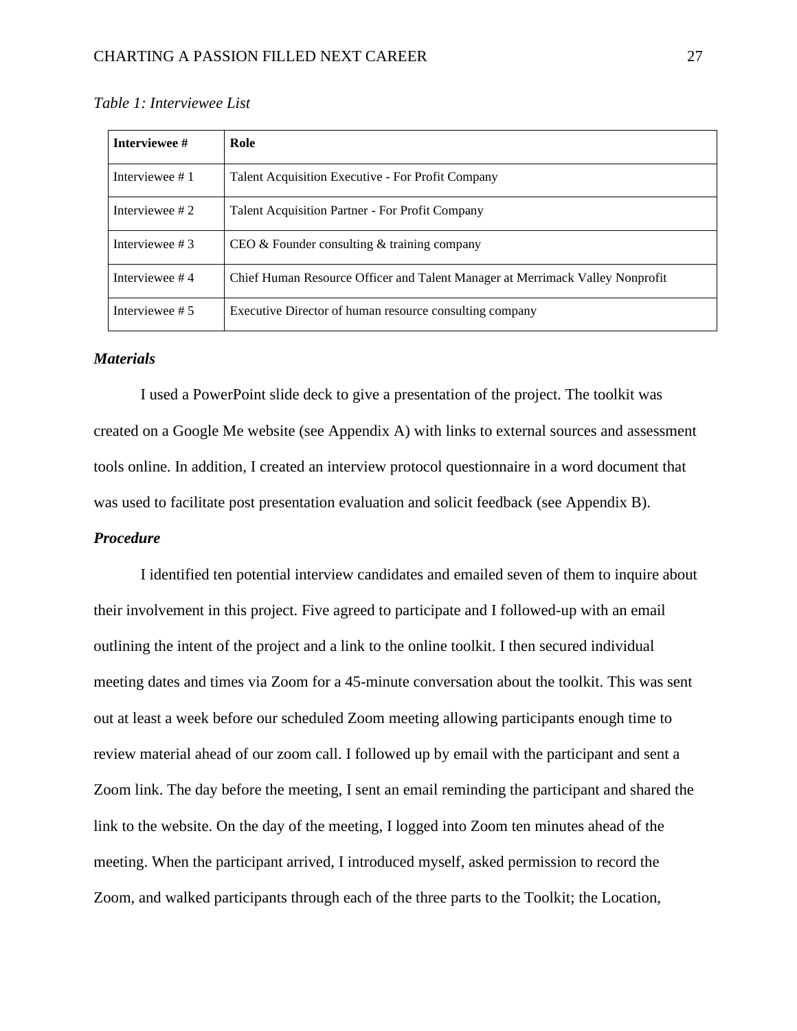*Table 1: Interviewee List*

| Interviewee # | Role |
|---|---|
| Interviewee # 1 | Talent Acquisition Executive - For Profit Company |
| Interviewee # 2 | Talent Acquisition Partner - For Profit Company |
| Interviewee # 3 | CEO & Founder consulting & training company |
| Interviewee # 4 | Chief Human Resource Officer and Talent Manager at Merrimack Valley Nonprofit |
| Interviewee # 5 | Executive Director of human resource consulting company |

***Materials***

I used a PowerPoint slide deck to give a presentation of the project. The toolkit was created on a Google Me website (see Appendix A) with links to external sources and assessment tools online. In addition, I created an interview protocol questionnaire in a word document that was used to facilitate post presentation evaluation and solicit feedback (see Appendix B).

***Procedure***

I identified ten potential interview candidates and emailed seven of them to inquire about their involvement in this project. Five agreed to participate and I followed-up with an email outlining the intent of the project and a link to the online toolkit. I then secured individual meeting dates and times via Zoom for a 45-minute conversation about the toolkit. This was sent out at least a week before our scheduled Zoom meeting allowing participants enough time to review material ahead of our zoom call. I followed up by email with the participant and sent a Zoom link. The day before the meeting, I sent an email reminding the participant and shared the link to the website. On the day of the meeting, I logged into Zoom ten minutes ahead of the meeting. When the participant arrived, I introduced myself, asked permission to record the Zoom, and walked participants through each of the three parts to the Toolkit; the Location,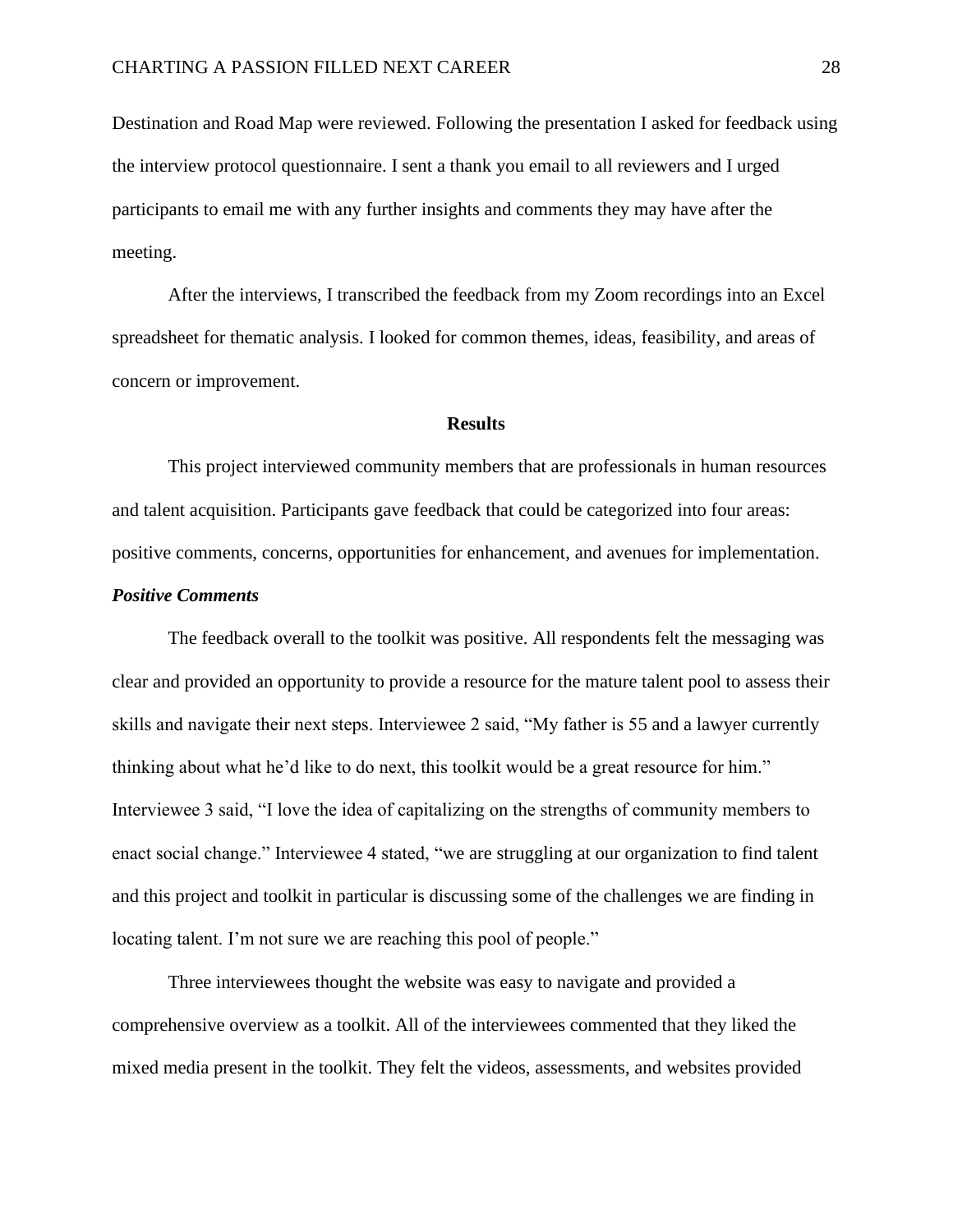Destination and Road Map were reviewed. Following the presentation I asked for feedback using the interview protocol questionnaire. I sent a thank you email to all reviewers and I urged participants to email me with any further insights and comments they may have after the meeting.

After the interviews, I transcribed the feedback from my Zoom recordings into an Excel spreadsheet for thematic analysis. I looked for common themes, ideas, feasibility, and areas of concern or improvement.

## Results

This project interviewed community members that are professionals in human resources and talent acquisition. Participants gave feedback that could be categorized into four areas: positive comments, concerns, opportunities for enhancement, and avenues for implementation.

### *Positive Comments*

The feedback overall to the toolkit was positive. All respondents felt the messaging was clear and provided an opportunity to provide a resource for the mature talent pool to assess their skills and navigate their next steps. Interviewee 2 said, "My father is 55 and a lawyer currently thinking about what he'd like to do next, this toolkit would be a great resource for him." Interviewee 3 said, "I love the idea of capitalizing on the strengths of community members to enact social change." Interviewee 4 stated, "we are struggling at our organization to find talent and this project and toolkit in particular is discussing some of the challenges we are finding in locating talent. I'm not sure we are reaching this pool of people."

Three interviewees thought the website was easy to navigate and provided a comprehensive overview as a toolkit. All of the interviewees commented that they liked the mixed media present in the toolkit. They felt the videos, assessments, and websites provided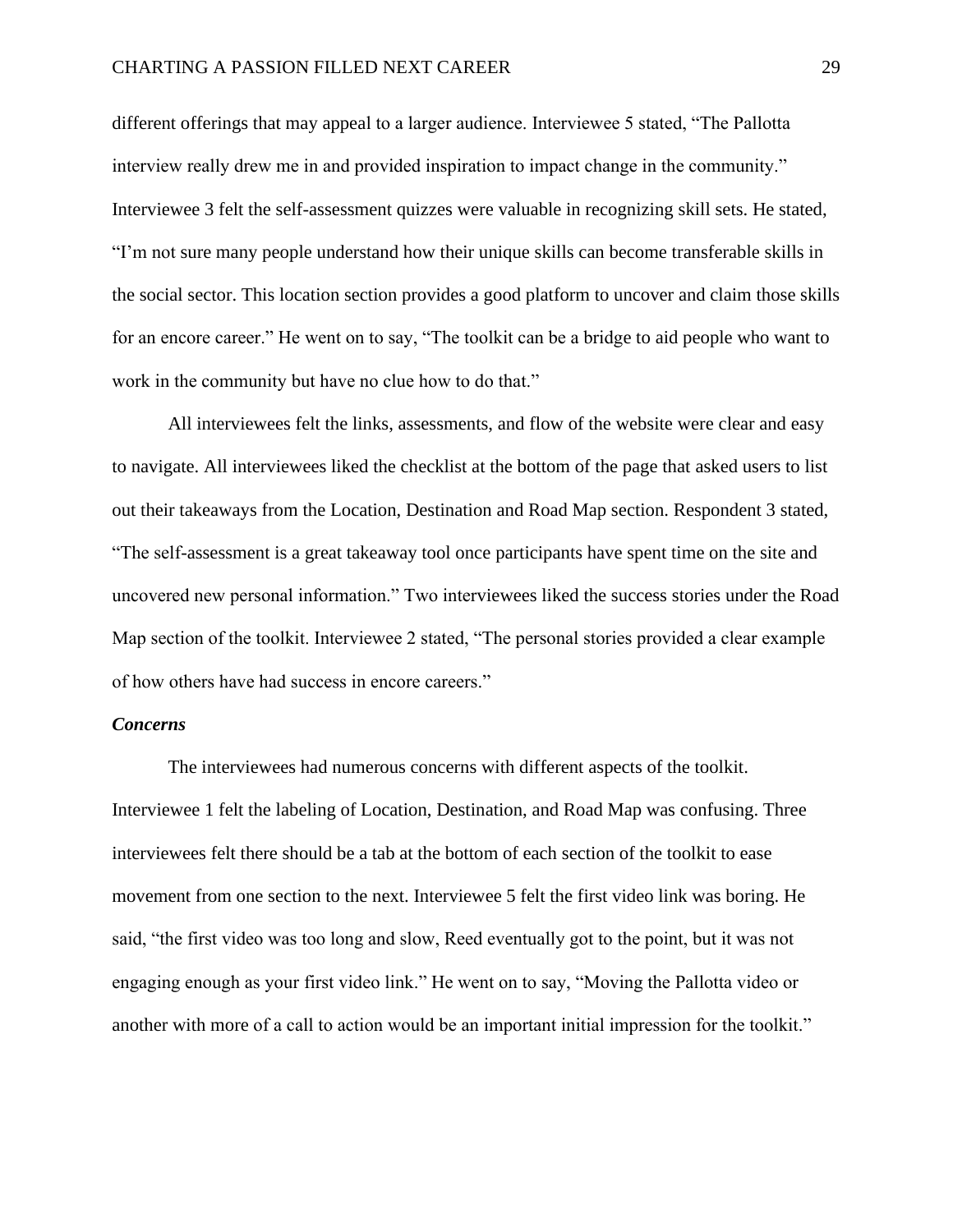different offerings that may appeal to a larger audience. Interviewee 5 stated, "The Pallotta interview really drew me in and provided inspiration to impact change in the community." Interviewee 3 felt the self-assessment quizzes were valuable in recognizing skill sets. He stated, "I'm not sure many people understand how their unique skills can become transferable skills in the social sector. This location section provides a good platform to uncover and claim those skills for an encore career." He went on to say, "The toolkit can be a bridge to aid people who want to work in the community but have no clue how to do that."

All interviewees felt the links, assessments, and flow of the website were clear and easy to navigate. All interviewees liked the checklist at the bottom of the page that asked users to list out their takeaways from the Location, Destination and Road Map section. Respondent 3 stated, "The self-assessment is a great takeaway tool once participants have spent time on the site and uncovered new personal information." Two interviewees liked the success stories under the Road Map section of the toolkit. Interviewee 2 stated, "The personal stories provided a clear example of how others have had success in encore careers."

### *Concerns*

The interviewees had numerous concerns with different aspects of the toolkit. Interviewee 1 felt the labeling of Location, Destination, and Road Map was confusing. Three interviewees felt there should be a tab at the bottom of each section of the toolkit to ease movement from one section to the next. Interviewee 5 felt the first video link was boring. He said, "the first video was too long and slow, Reed eventually got to the point, but it was not engaging enough as your first video link." He went on to say, "Moving the Pallotta video or another with more of a call to action would be an important initial impression for the toolkit."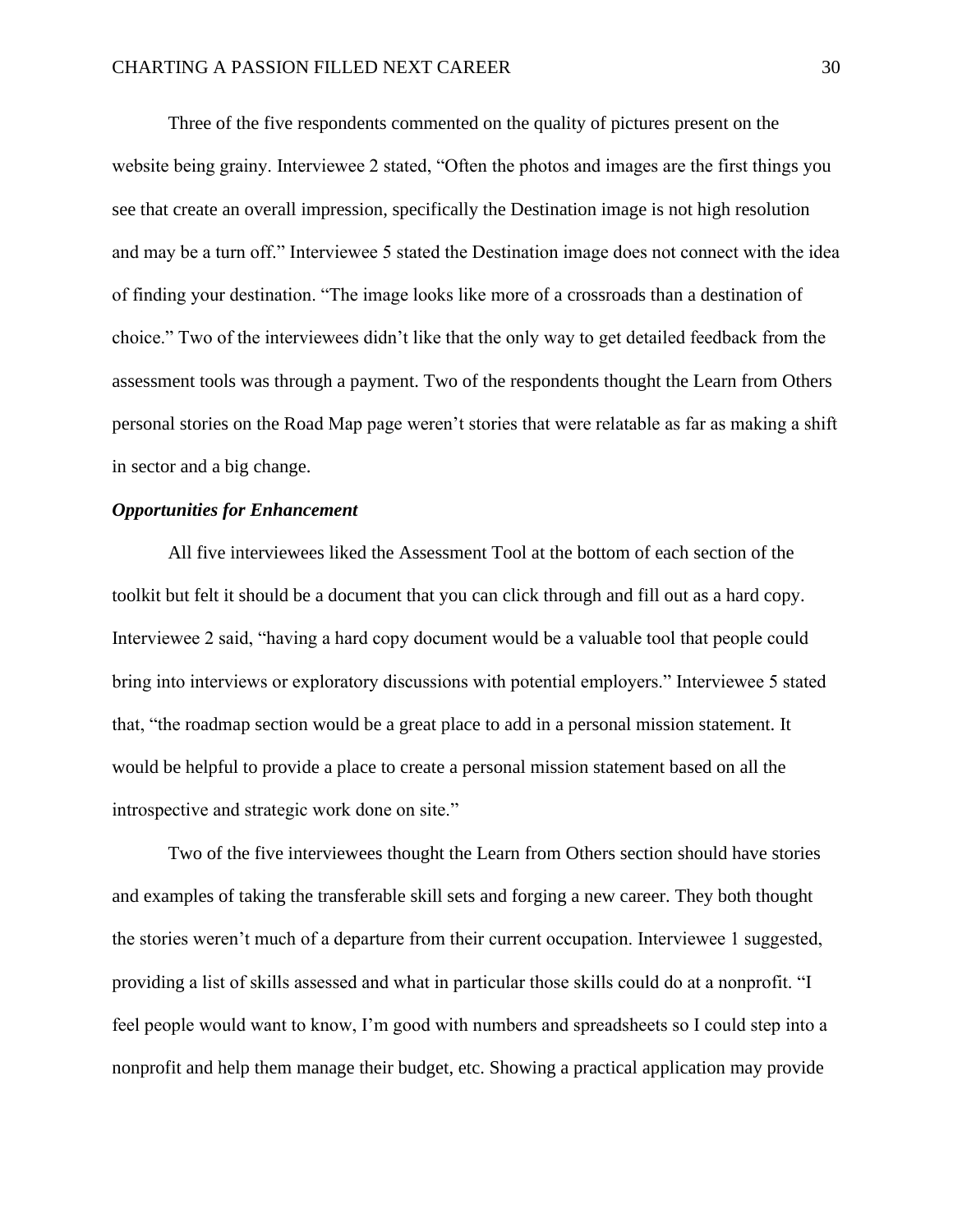Three of the five respondents commented on the quality of pictures present on the website being grainy. Interviewee 2 stated, "Often the photos and images are the first things you see that create an overall impression, specifically the Destination image is not high resolution and may be a turn off." Interviewee 5 stated the Destination image does not connect with the idea of finding your destination. "The image looks like more of a crossroads than a destination of choice." Two of the interviewees didn't like that the only way to get detailed feedback from the assessment tools was through a payment. Two of the respondents thought the Learn from Others personal stories on the Road Map page weren't stories that were relatable as far as making a shift in sector and a big change.

### *Opportunities for Enhancement*

All five interviewees liked the Assessment Tool at the bottom of each section of the toolkit but felt it should be a document that you can click through and fill out as a hard copy. Interviewee 2 said, "having a hard copy document would be a valuable tool that people could bring into interviews or exploratory discussions with potential employers." Interviewee 5 stated that, "the roadmap section would be a great place to add in a personal mission statement. It would be helpful to provide a place to create a personal mission statement based on all the introspective and strategic work done on site."

Two of the five interviewees thought the Learn from Others section should have stories and examples of taking the transferable skill sets and forging a new career. They both thought the stories weren't much of a departure from their current occupation. Interviewee 1 suggested, providing a list of skills assessed and what in particular those skills could do at a nonprofit. "I feel people would want to know, I'm good with numbers and spreadsheets so I could step into a nonprofit and help them manage their budget, etc. Showing a practical application may provide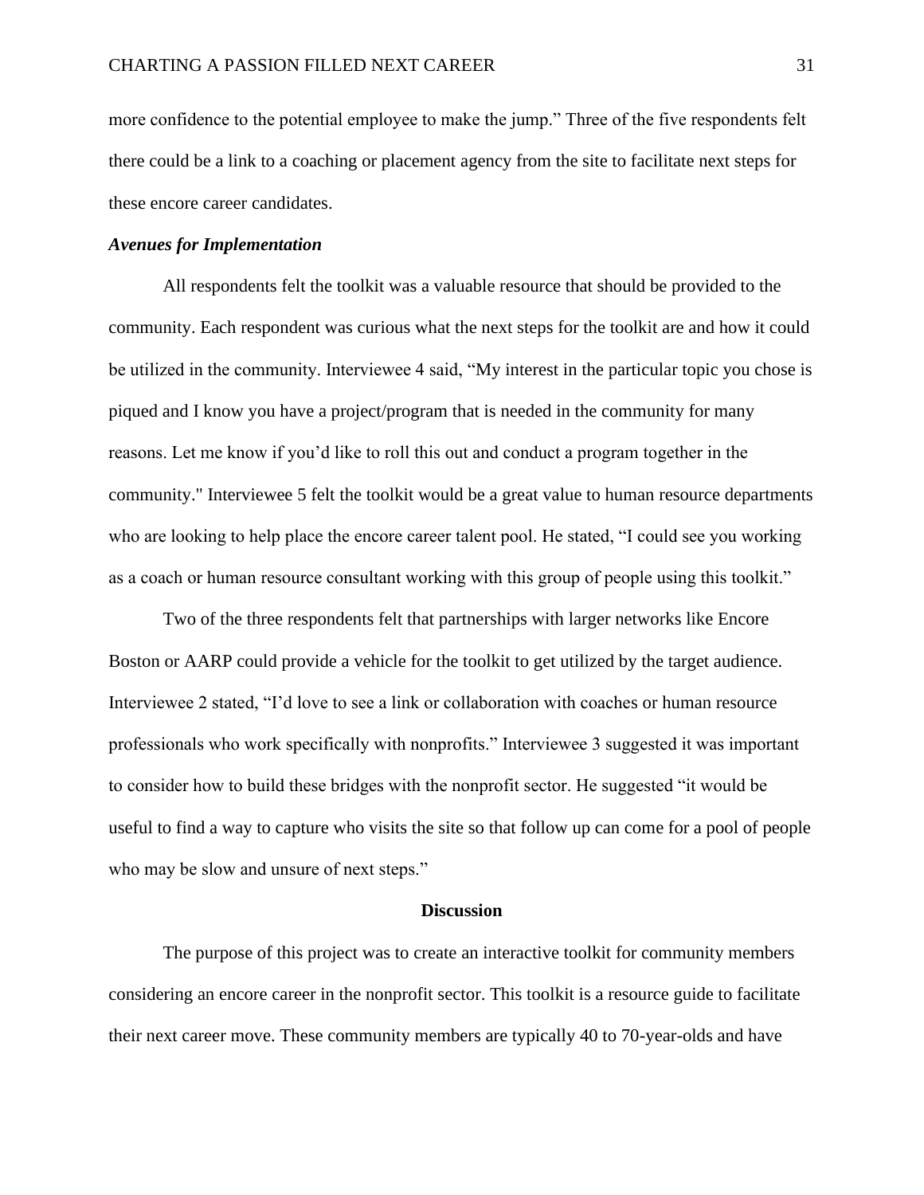more confidence to the potential employee to make the jump." Three of the five respondents felt there could be a link to a coaching or placement agency from the site to facilitate next steps for these encore career candidates.

### *Avenues for Implementation*

All respondents felt the toolkit was a valuable resource that should be provided to the community. Each respondent was curious what the next steps for the toolkit are and how it could be utilized in the community. Interviewee 4 said, "My interest in the particular topic you chose is piqued and I know you have a project/program that is needed in the community for many reasons. Let me know if you'd like to roll this out and conduct a program together in the community." Interviewee 5 felt the toolkit would be a great value to human resource departments who are looking to help place the encore career talent pool. He stated, "I could see you working as a coach or human resource consultant working with this group of people using this toolkit."

Two of the three respondents felt that partnerships with larger networks like Encore Boston or AARP could provide a vehicle for the toolkit to get utilized by the target audience. Interviewee 2 stated, "I'd love to see a link or collaboration with coaches or human resource professionals who work specifically with nonprofits." Interviewee 3 suggested it was important to consider how to build these bridges with the nonprofit sector. He suggested "it would be useful to find a way to capture who visits the site so that follow up can come for a pool of people who may be slow and unsure of next steps."

## Discussion

The purpose of this project was to create an interactive toolkit for community members considering an encore career in the nonprofit sector. This toolkit is a resource guide to facilitate their next career move. These community members are typically 40 to 70-year-olds and have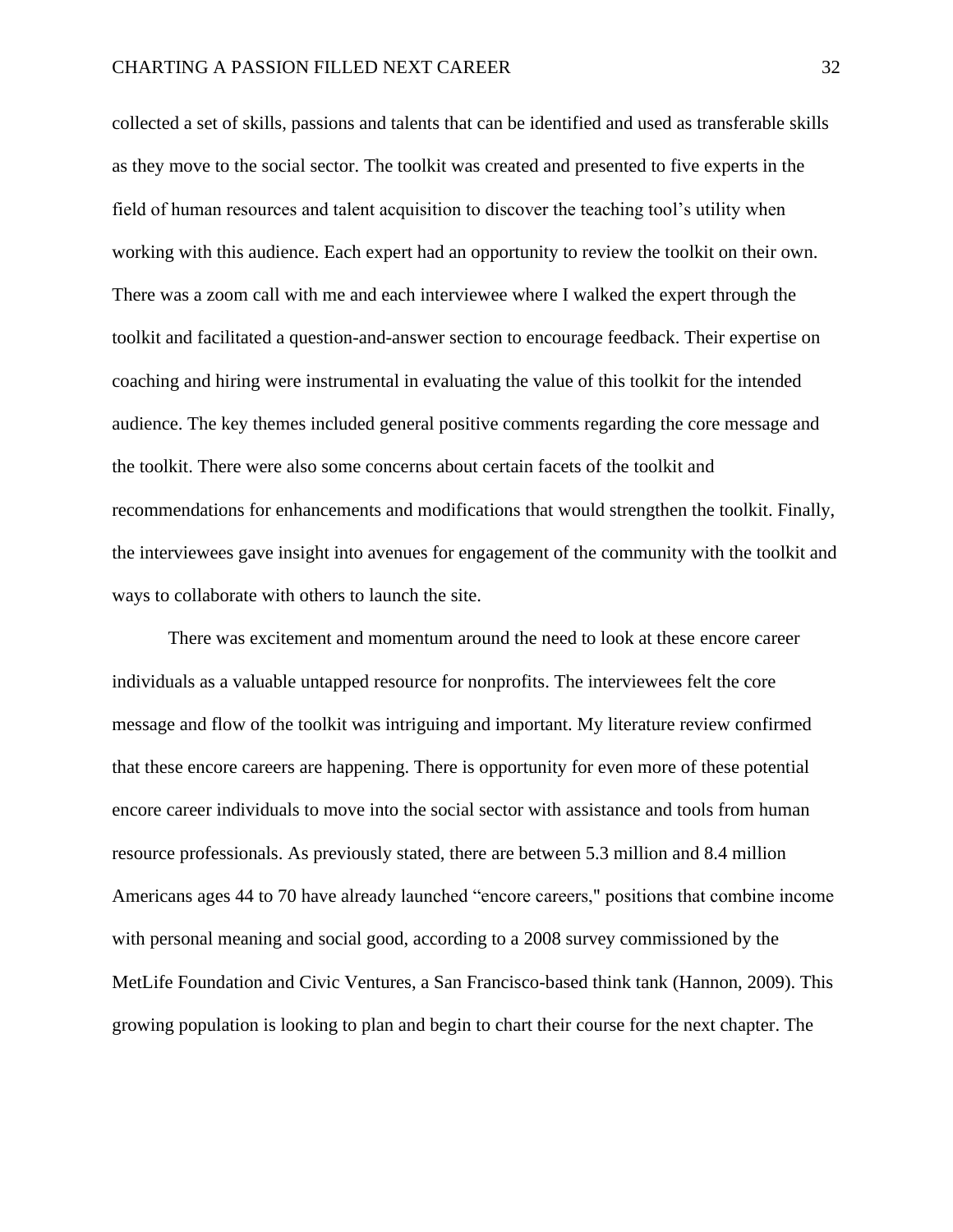collected a set of skills, passions and talents that can be identified and used as transferable skills as they move to the social sector. The toolkit was created and presented to five experts in the field of human resources and talent acquisition to discover the teaching tool's utility when working with this audience. Each expert had an opportunity to review the toolkit on their own. There was a zoom call with me and each interviewee where I walked the expert through the toolkit and facilitated a question-and-answer section to encourage feedback. Their expertise on coaching and hiring were instrumental in evaluating the value of this toolkit for the intended audience. The key themes included general positive comments regarding the core message and the toolkit. There were also some concerns about certain facets of the toolkit and recommendations for enhancements and modifications that would strengthen the toolkit. Finally, the interviewees gave insight into avenues for engagement of the community with the toolkit and ways to collaborate with others to launch the site.

There was excitement and momentum around the need to look at these encore career individuals as a valuable untapped resource for nonprofits. The interviewees felt the core message and flow of the toolkit was intriguing and important. My literature review confirmed that these encore careers are happening. There is opportunity for even more of these potential encore career individuals to move into the social sector with assistance and tools from human resource professionals. As previously stated, there are between 5.3 million and 8.4 million Americans ages 44 to 70 have already launched "encore careers," positions that combine income with personal meaning and social good, according to a 2008 survey commissioned by the MetLife Foundation and Civic Ventures, a San Francisco-based think tank (Hannon, 2009). This growing population is looking to plan and begin to chart their course for the next chapter. The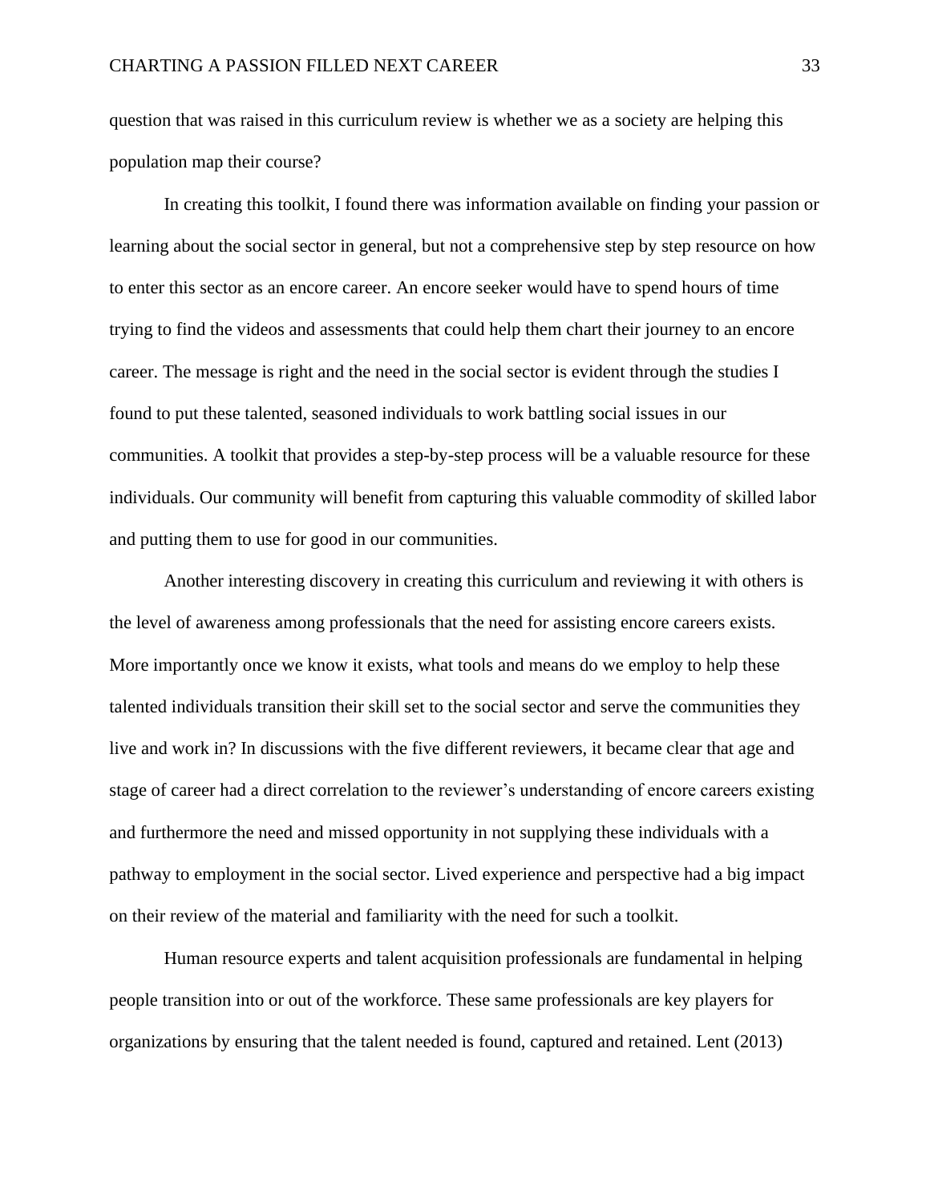question that was raised in this curriculum review is whether we as a society are helping this population map their course?

In creating this toolkit, I found there was information available on finding your passion or learning about the social sector in general, but not a comprehensive step by step resource on how to enter this sector as an encore career. An encore seeker would have to spend hours of time trying to find the videos and assessments that could help them chart their journey to an encore career. The message is right and the need in the social sector is evident through the studies I found to put these talented, seasoned individuals to work battling social issues in our communities. A toolkit that provides a step-by-step process will be a valuable resource for these individuals. Our community will benefit from capturing this valuable commodity of skilled labor and putting them to use for good in our communities.

Another interesting discovery in creating this curriculum and reviewing it with others is the level of awareness among professionals that the need for assisting encore careers exists. More importantly once we know it exists, what tools and means do we employ to help these talented individuals transition their skill set to the social sector and serve the communities they live and work in? In discussions with the five different reviewers, it became clear that age and stage of career had a direct correlation to the reviewer's understanding of encore careers existing and furthermore the need and missed opportunity in not supplying these individuals with a pathway to employment in the social sector. Lived experience and perspective had a big impact on their review of the material and familiarity with the need for such a toolkit.

Human resource experts and talent acquisition professionals are fundamental in helping people transition into or out of the workforce. These same professionals are key players for organizations by ensuring that the talent needed is found, captured and retained. Lent (2013)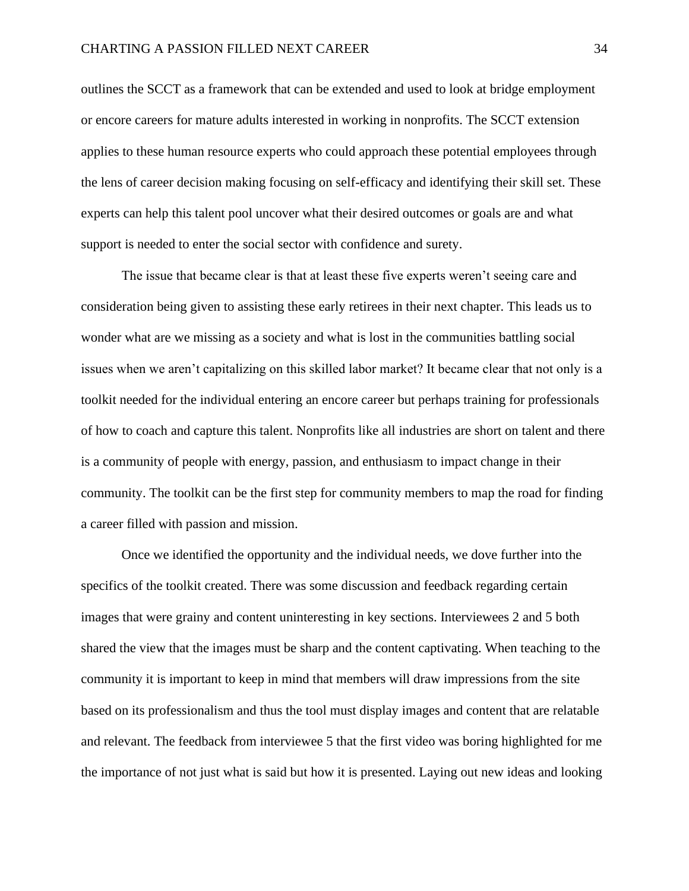outlines the SCCT as a framework that can be extended and used to look at bridge employment or encore careers for mature adults interested in working in nonprofits. The SCCT extension applies to these human resource experts who could approach these potential employees through the lens of career decision making focusing on self-efficacy and identifying their skill set. These experts can help this talent pool uncover what their desired outcomes or goals are and what support is needed to enter the social sector with confidence and surety.

The issue that became clear is that at least these five experts weren't seeing care and consideration being given to assisting these early retirees in their next chapter. This leads us to wonder what are we missing as a society and what is lost in the communities battling social issues when we aren't capitalizing on this skilled labor market? It became clear that not only is a toolkit needed for the individual entering an encore career but perhaps training for professionals of how to coach and capture this talent. Nonprofits like all industries are short on talent and there is a community of people with energy, passion, and enthusiasm to impact change in their community. The toolkit can be the first step for community members to map the road for finding a career filled with passion and mission.

Once we identified the opportunity and the individual needs, we dove further into the specifics of the toolkit created. There was some discussion and feedback regarding certain images that were grainy and content uninteresting in key sections. Interviewees 2 and 5 both shared the view that the images must be sharp and the content captivating. When teaching to the community it is important to keep in mind that members will draw impressions from the site based on its professionalism and thus the tool must display images and content that are relatable and relevant. The feedback from interviewee 5 that the first video was boring highlighted for me the importance of not just what is said but how it is presented. Laying out new ideas and looking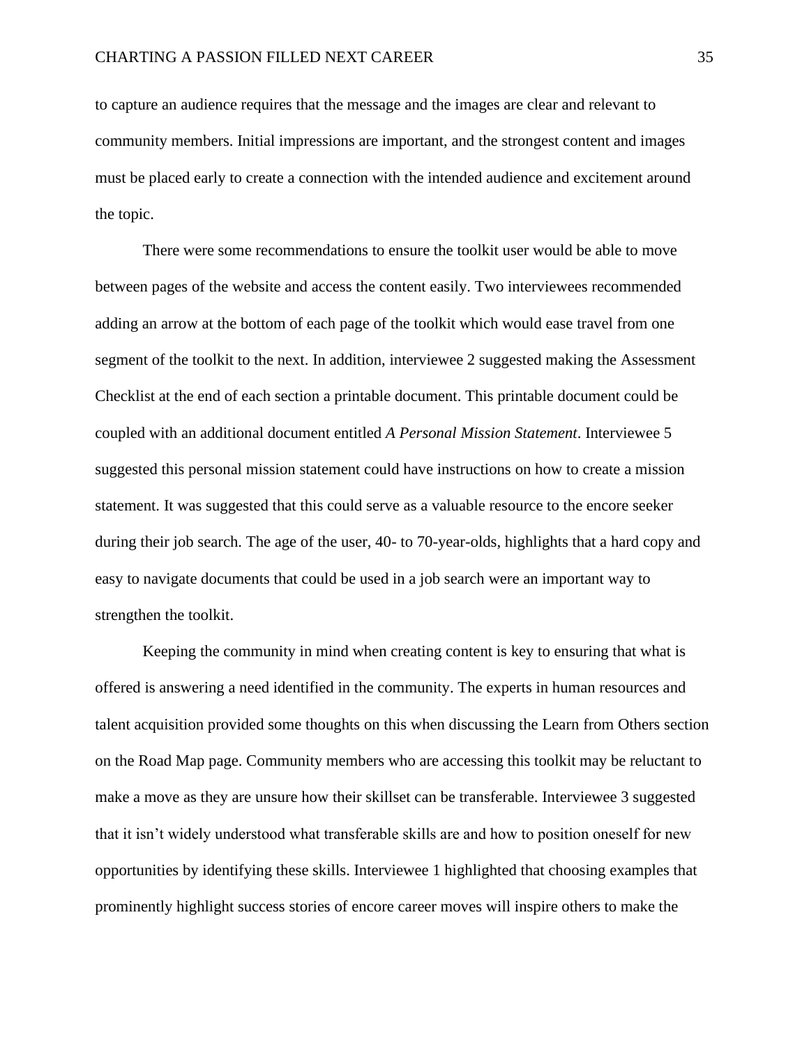to capture an audience requires that the message and the images are clear and relevant to community members. Initial impressions are important, and the strongest content and images must be placed early to create a connection with the intended audience and excitement around the topic.

There were some recommendations to ensure the toolkit user would be able to move between pages of the website and access the content easily. Two interviewees recommended adding an arrow at the bottom of each page of the toolkit which would ease travel from one segment of the toolkit to the next. In addition, interviewee 2 suggested making the Assessment Checklist at the end of each section a printable document. This printable document could be coupled with an additional document entitled *A Personal Mission Statement*. Interviewee 5 suggested this personal mission statement could have instructions on how to create a mission statement. It was suggested that this could serve as a valuable resource to the encore seeker during their job search. The age of the user, 40- to 70-year-olds, highlights that a hard copy and easy to navigate documents that could be used in a job search were an important way to strengthen the toolkit.

Keeping the community in mind when creating content is key to ensuring that what is offered is answering a need identified in the community. The experts in human resources and talent acquisition provided some thoughts on this when discussing the Learn from Others section on the Road Map page. Community members who are accessing this toolkit may be reluctant to make a move as they are unsure how their skillset can be transferable. Interviewee 3 suggested that it isn't widely understood what transferable skills are and how to position oneself for new opportunities by identifying these skills. Interviewee 1 highlighted that choosing examples that prominently highlight success stories of encore career moves will inspire others to make the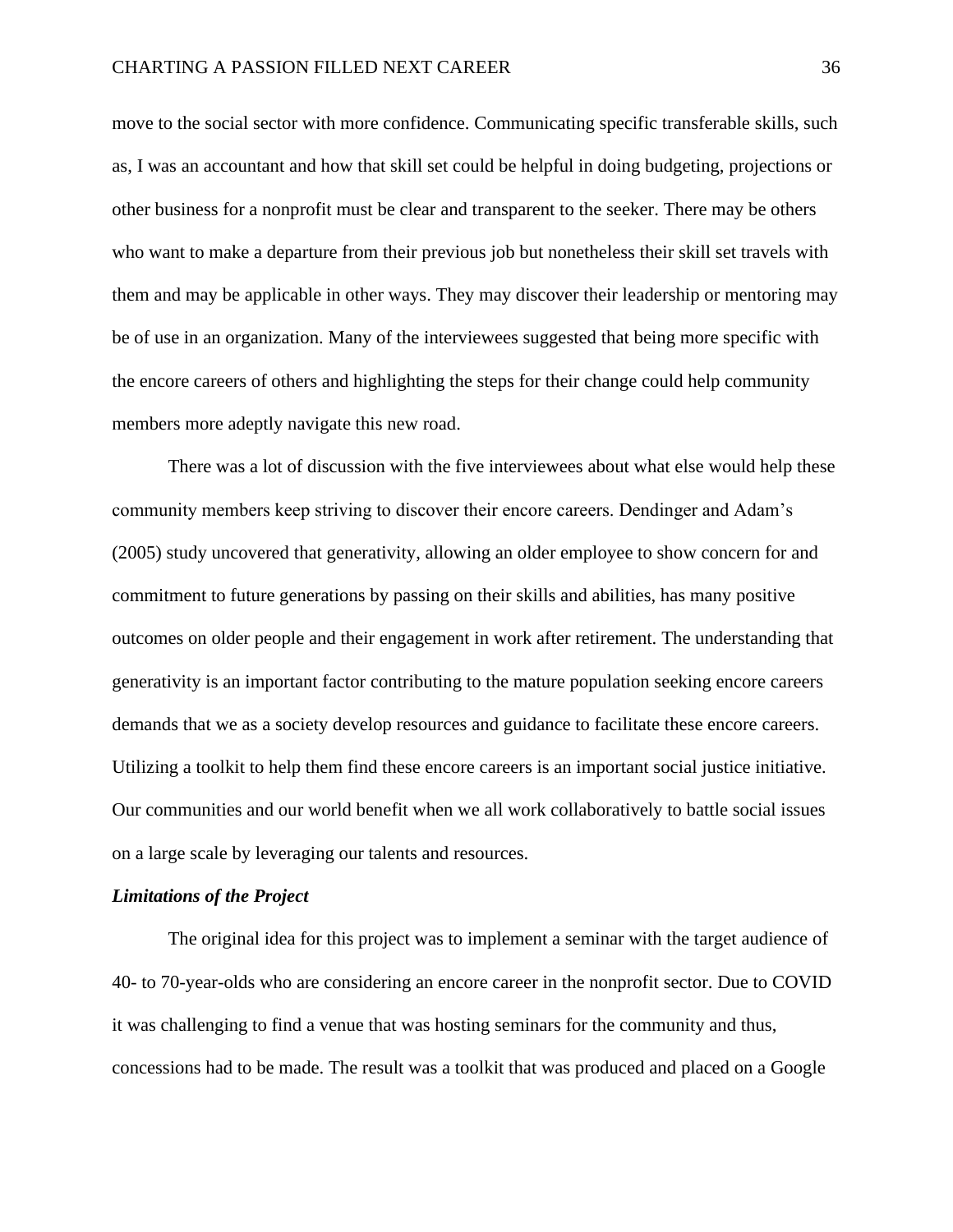move to the social sector with more confidence. Communicating specific transferable skills, such as, I was an accountant and how that skill set could be helpful in doing budgeting, projections or other business for a nonprofit must be clear and transparent to the seeker. There may be others who want to make a departure from their previous job but nonetheless their skill set travels with them and may be applicable in other ways. They may discover their leadership or mentoring may be of use in an organization. Many of the interviewees suggested that being more specific with the encore careers of others and highlighting the steps for their change could help community members more adeptly navigate this new road.

There was a lot of discussion with the five interviewees about what else would help these community members keep striving to discover their encore careers. Dendinger and Adam's (2005) study uncovered that generativity, allowing an older employee to show concern for and commitment to future generations by passing on their skills and abilities, has many positive outcomes on older people and their engagement in work after retirement. The understanding that generativity is an important factor contributing to the mature population seeking encore careers demands that we as a society develop resources and guidance to facilitate these encore careers. Utilizing a toolkit to help them find these encore careers is an important social justice initiative. Our communities and our world benefit when we all work collaboratively to battle social issues on a large scale by leveraging our talents and resources.

### *Limitations of the Project*

The original idea for this project was to implement a seminar with the target audience of 40- to 70-year-olds who are considering an encore career in the nonprofit sector. Due to COVID it was challenging to find a venue that was hosting seminars for the community and thus, concessions had to be made. The result was a toolkit that was produced and placed on a Google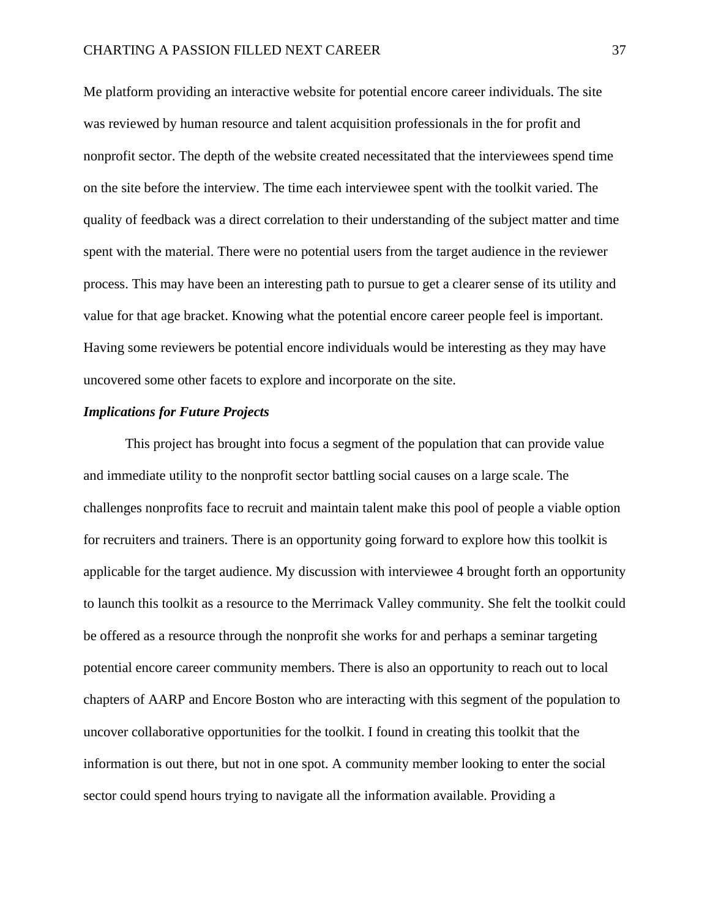Me platform providing an interactive website for potential encore career individuals. The site was reviewed by human resource and talent acquisition professionals in the for profit and nonprofit sector. The depth of the website created necessitated that the interviewees spend time on the site before the interview. The time each interviewee spent with the toolkit varied. The quality of feedback was a direct correlation to their understanding of the subject matter and time spent with the material. There were no potential users from the target audience in the reviewer process. This may have been an interesting path to pursue to get a clearer sense of its utility and value for that age bracket. Knowing what the potential encore career people feel is important. Having some reviewers be potential encore individuals would be interesting as they may have uncovered some other facets to explore and incorporate on the site.

### *Implications for Future Projects*

This project has brought into focus a segment of the population that can provide value and immediate utility to the nonprofit sector battling social causes on a large scale. The challenges nonprofits face to recruit and maintain talent make this pool of people a viable option for recruiters and trainers. There is an opportunity going forward to explore how this toolkit is applicable for the target audience. My discussion with interviewee 4 brought forth an opportunity to launch this toolkit as a resource to the Merrimack Valley community. She felt the toolkit could be offered as a resource through the nonprofit she works for and perhaps a seminar targeting potential encore career community members. There is also an opportunity to reach out to local chapters of AARP and Encore Boston who are interacting with this segment of the population to uncover collaborative opportunities for the toolkit. I found in creating this toolkit that the information is out there, but not in one spot. A community member looking to enter the social sector could spend hours trying to navigate all the information available. Providing a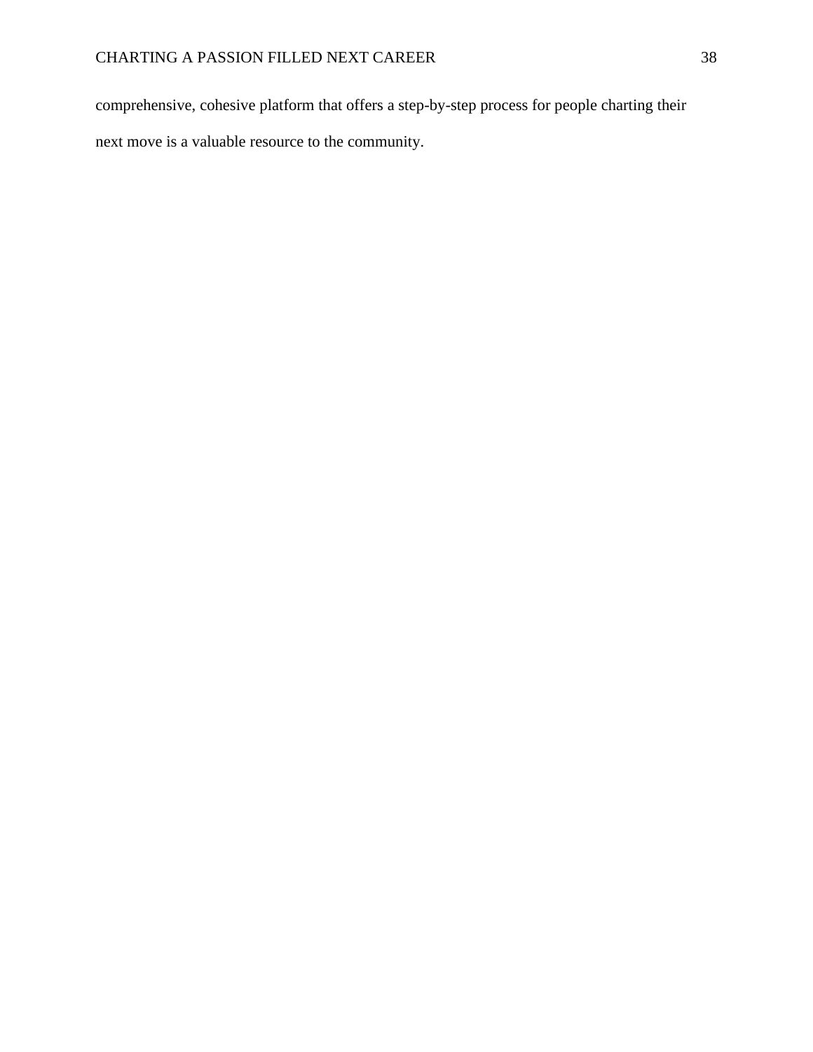comprehensive, cohesive platform that offers a step-by-step process for people charting their next move is a valuable resource to the community.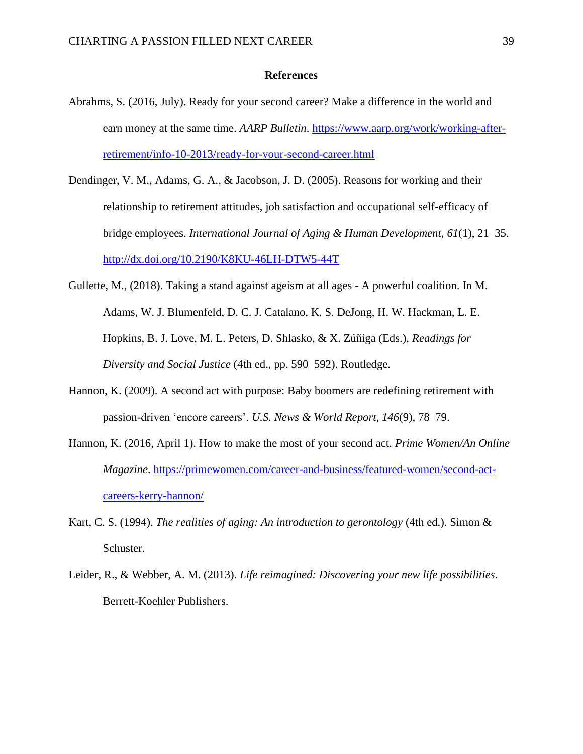## References

Abrahms, S. (2016, July). Ready for your second career? Make a difference in the world and earn money at the same time. *AARP Bulletin*. https://www.aarp.org/work/working-after-retirement/info-10-2013/ready-for-your-second-career.html

Dendinger, V. M., Adams, G. A., & Jacobson, J. D. (2005). Reasons for working and their relationship to retirement attitudes, job satisfaction and occupational self-efficacy of bridge employees. *International Journal of Aging & Human Development, 61*(1), 21–35. http://dx.doi.org/10.2190/K8KU-46LH-DTW5-44T

Gullette, M., (2018). Taking a stand against ageism at all ages - A powerful coalition. In M. Adams, W. J. Blumenfeld, D. C. J. Catalano, K. S. DeJong, H. W. Hackman, L. E. Hopkins, B. J. Love, M. L. Peters, D. Shlasko, & X. Zúñiga (Eds.), *Readings for Diversity and Social Justice* (4th ed., pp. 590–592). Routledge.

Hannon, K. (2009). A second act with purpose: Baby boomers are redefining retirement with passion-driven 'encore careers'. *U.S. News & World Report, 146*(9), 78–79.

Hannon, K. (2016, April 1). How to make the most of your second act. *Prime Women/An Online Magazine*. https://primewomen.com/career-and-business/featured-women/second-act-careers-kerry-hannon/

Kart, C. S. (1994). *The realities of aging: An introduction to gerontology* (4th ed.). Simon & Schuster.

Leider, R., & Webber, A. M. (2013). *Life reimagined: Discovering your new life possibilities*. Berrett-Koehler Publishers.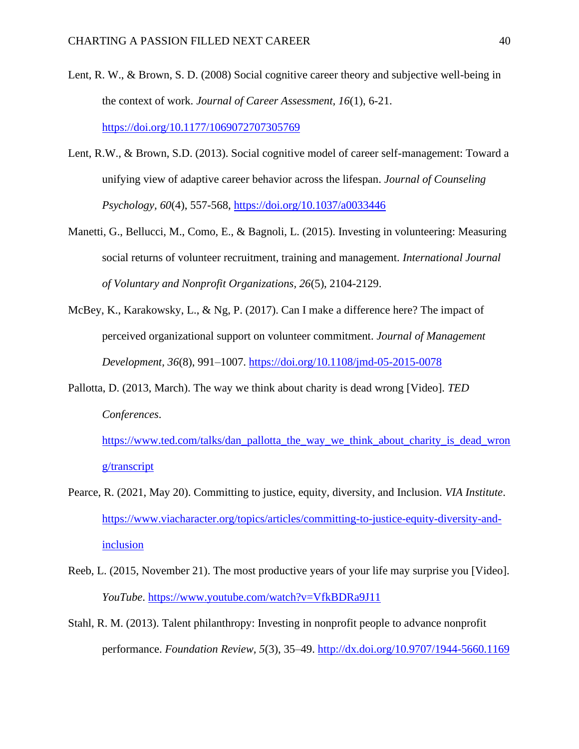Lent, R. W., & Brown, S. D. (2008) Social cognitive career theory and subjective well-being in the context of work. *Journal of Career Assessment*, *16*(1), 6-21. https://doi.org/10.1177/1069072707305769

Lent, R.W., & Brown, S.D. (2013). Social cognitive model of career self-management: Toward a unifying view of adaptive career behavior across the lifespan. *Journal of Counseling Psychology*, *60*(4), 557-568, https://doi.org/10.1037/a0033446

Manetti, G., Bellucci, M., Como, E., & Bagnoli, L. (2015). Investing in volunteering: Measuring social returns of volunteer recruitment, training and management. *International Journal of Voluntary and Nonprofit Organizations, 26*(5), 2104-2129.

McBey, K., Karakowsky, L., & Ng, P. (2017). Can I make a difference here? The impact of perceived organizational support on volunteer commitment. *Journal of Management Development, 36*(8), 991–1007. https://doi.org/10.1108/jmd-05-2015-0078

Pallotta, D. (2013, March). The way we think about charity is dead wrong [Video]. *TED Conferences*. https://www.ted.com/talks/dan_pallotta_the_way_we_think_about_charity_is_dead_wrong/transcript

Pearce, R. (2021, May 20). Committing to justice, equity, diversity, and Inclusion. *VIA Institute*. https://www.viacharacter.org/topics/articles/committing-to-justice-equity-diversity-and-inclusion

Reeb, L. (2015, November 21). The most productive years of your life may surprise you [Video]. *YouTube*. https://www.youtube.com/watch?v=VfkBDRa9J11

Stahl, R. M. (2013). Talent philanthropy: Investing in nonprofit people to advance nonprofit performance. *Foundation Review, 5*(3), 35–49. http://dx.doi.org/10.9707/1944-5660.1169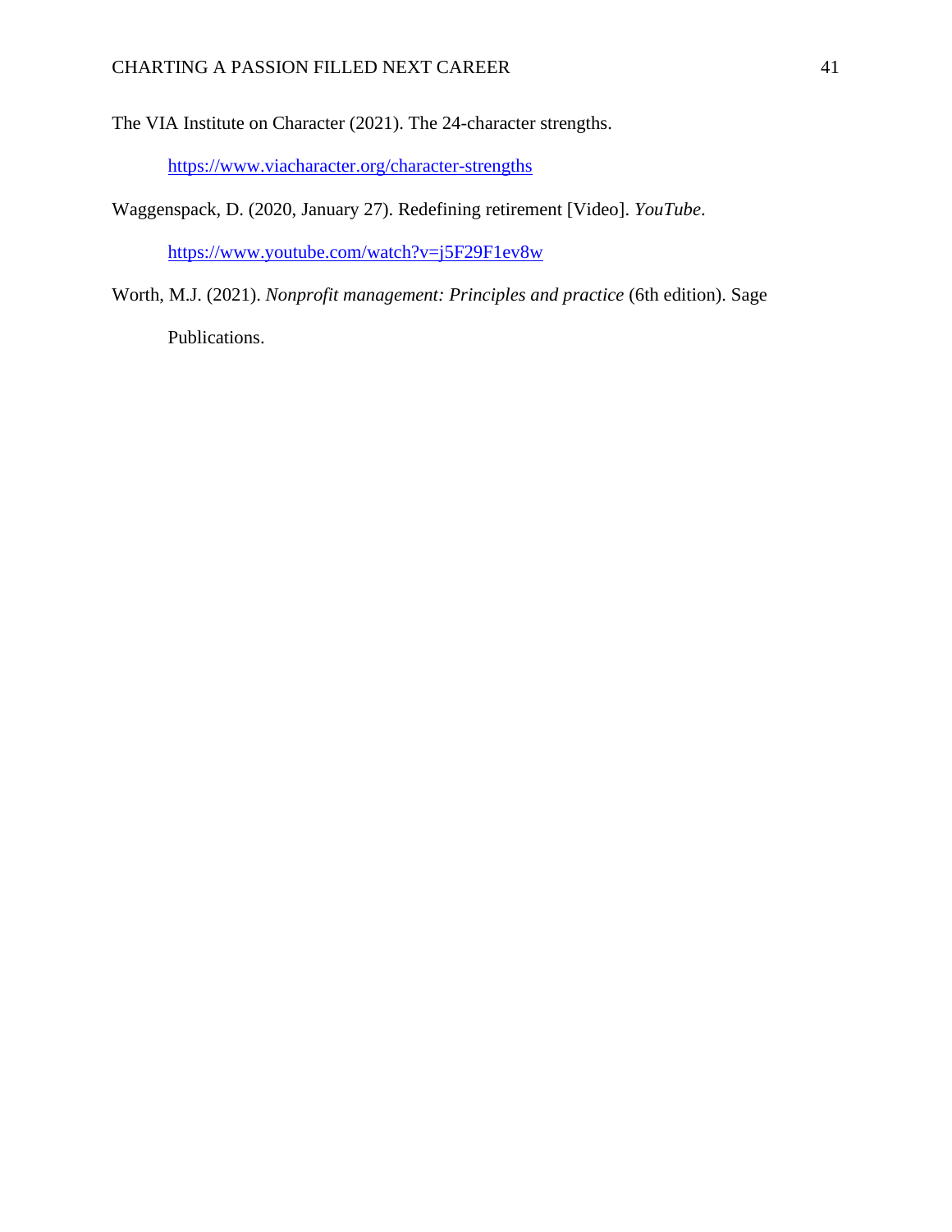The VIA Institute on Character (2021). The 24-character strengths. https://www.viacharacter.org/character-strengths

Waggenspack, D. (2020, January 27). Redefining retirement [Video]. *YouTube*. https://www.youtube.com/watch?v=j5F29F1ev8w

Worth, M.J. (2021). *Nonprofit management: Principles and practice* (6th edition). Sage Publications.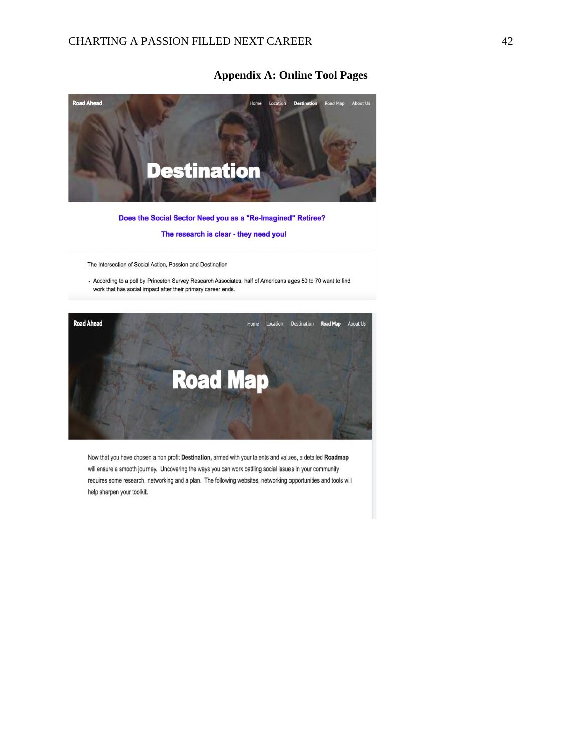# Appendix A: Online Tool Pages

Road Ahead

Home Location **Destination** Road Map About Us

# Destination

**Does the Social Sector Need you as a "Re-Imagined" Retiree?**

**The research is clear - they need you!**

The Intersection of Social Action, Passion and Destination

- According to a poll by Princeton Survey Research Associates, half of Americans ages 50 to 70 want to find work that has social impact after their primary career ends.

Road Ahead

Home Location Destination **Road Map** About Us

# Road Map

Now that you have chosen a non profit **Destination,** armed with your talents and values, a detailed **Roadmap** will ensure a smooth journey. Uncovering the ways you can work battling social issues in your community requires some research, networking and a plan. The following websites, networking opportunities and tools will help sharpen your toolkit.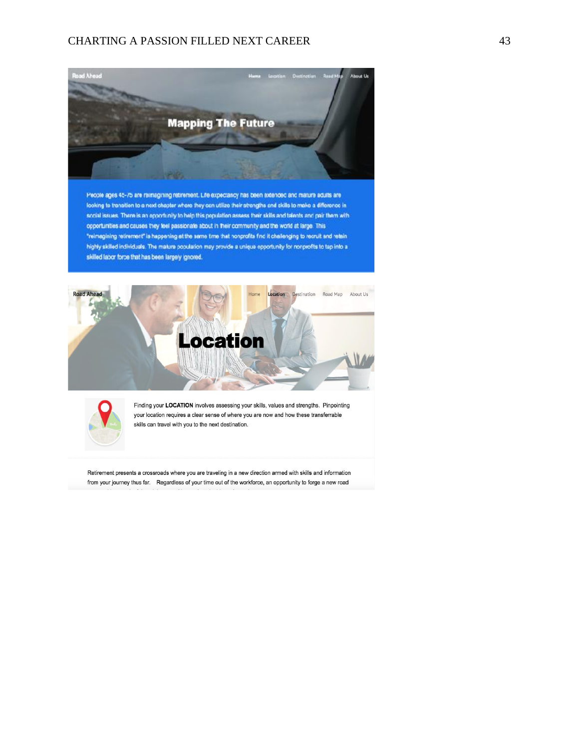Road Ahead

Home Location Destination Road Map About Us

# Mapping The Future

People ages 45-75 are reimagining retirement. Life expectancy has been extended and mature adults are looking to transition to a next chapter where they can utilize their strengths and skills to make a difference in social issues. There is an opportunity to help this population assess their skills and talents and pair them with opportunities and causes they feel passionate about in their community and the world at large. This "reimagining retirement" is happening at the same time that nonprofits find it challenging to recruit and retain highly skilled individuals. The mature population may provide a unique opportunity for nonprofits to tap into a skilled labor force that has been largely ignored.

Road Ahead

Home Location Destination Road Map About Us

# Location

Finding your **LOCATION** involves assessing your skills, values and strengths. Pinpointing your location requires a clear sense of where you are now and how these transferrable skills can travel with you to the next destination.

Retirement presents a crossroads where you are traveling in a new direction armed with skills and information from your journey thus far. Regardless of your time out of the workforce, an opportunity to forge a new road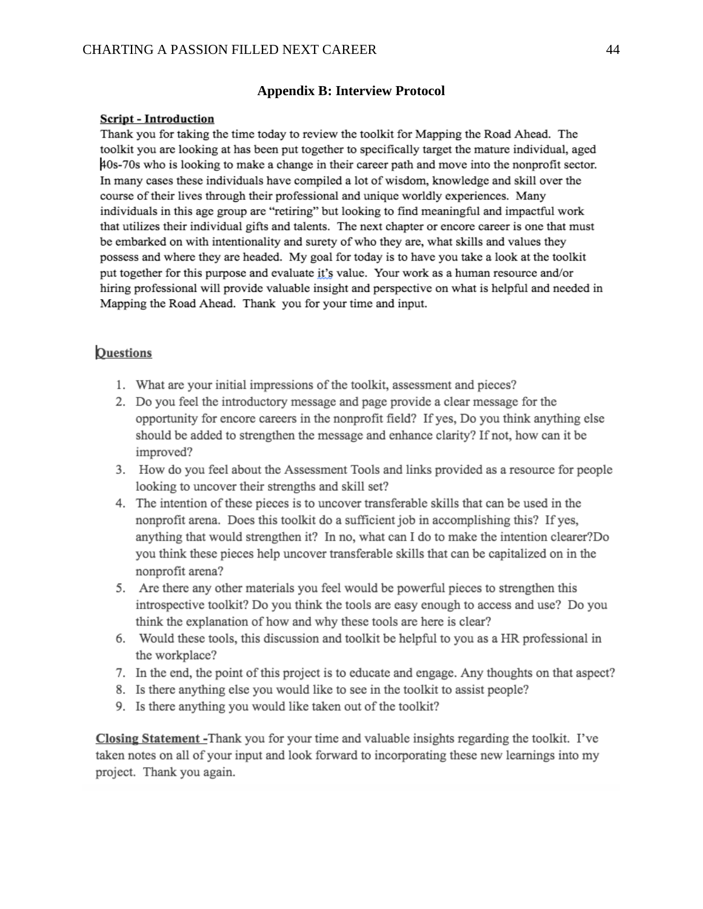## Appendix B: Interview Protocol

**Script - Introduction**

Thank you for taking the time today to review the toolkit for Mapping the Road Ahead. The toolkit you are looking at has been put together to specifically target the mature individual, aged 40s-70s who is looking to make a change in their career path and move into the nonprofit sector. In many cases these individuals have compiled a lot of wisdom, knowledge and skill over the course of their lives through their professional and unique worldly experiences. Many individuals in this age group are "retiring" but looking to find meaningful and impactful work that utilizes their individual gifts and talents. The next chapter or encore career is one that must be embarked on with intentionality and surety of who they are, what skills and values they possess and where they are headed. My goal for today is to have you take a look at the toolkit put together for this purpose and evaluate it's value. Your work as a human resource and/or hiring professional will provide valuable insight and perspective on what is helpful and needed in Mapping the Road Ahead. Thank you for your time and input.

**Questions**

1. What are your initial impressions of the toolkit, assessment and pieces?
2. Do you feel the introductory message and page provide a clear message for the opportunity for encore careers in the nonprofit field? If yes, Do you think anything else should be added to strengthen the message and enhance clarity? If not, how can it be improved?
3. How do you feel about the Assessment Tools and links provided as a resource for people looking to uncover their strengths and skill set?
4. The intention of these pieces is to uncover transferable skills that can be used in the nonprofit arena. Does this toolkit do a sufficient job in accomplishing this? If yes, anything that would strengthen it? In no, what can I do to make the intention clearer?Do you think these pieces help uncover transferable skills that can be capitalized on in the nonprofit arena?
5. Are there any other materials you feel would be powerful pieces to strengthen this introspective toolkit? Do you think the tools are easy enough to access and use? Do you think the explanation of how and why these tools are here is clear?
6. Would these tools, this discussion and toolkit be helpful to you as a HR professional in the workplace?
7. In the end, the point of this project is to educate and engage. Any thoughts on that aspect?
8. Is there anything else you would like to see in the toolkit to assist people?
9. Is there anything you would like taken out of the toolkit?

**Closing Statement -**Thank you for your time and valuable insights regarding the toolkit. I've taken notes on all of your input and look forward to incorporating these new learnings into my project. Thank you again.